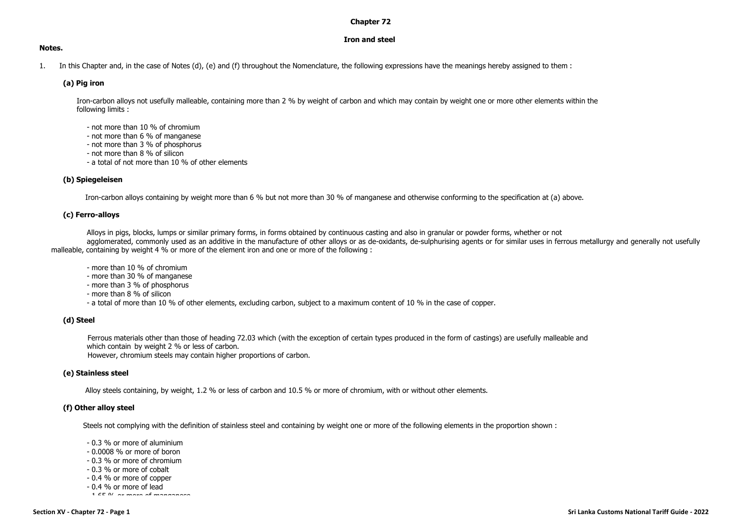# Chapter 72

## Iron and steel

**Notes.**

1. In this Chapter and, in the case of Notes (d), (e) and (f) throughout the Nomenclature, the following expressions have the meanings hereby assigned to them :

**(a) Pig iron**

Iron-carbon alloys not usefully malleable, containing more than 2 % by weight of carbon and which may contain by weight one or more other elements within the following limits :

- not more than 10 % of chromium
- not more than 6 % of manganese
- not more than 3 % of phosphorus
- not more than 8 % of silicon
- a total of not more than 10 % of other elements

**(b) Spiegeleisen**

Iron-carbon alloys containing by weight more than 6 % but not more than 30 % of manganese and otherwise conforming to the specification at (a) above.

**(c) Ferro-alloys**

Alloys in pigs, blocks, lumps or similar primary forms, in forms obtained by continuous casting and also in granular or powder forms, whether or not agglomerated, commonly used as an additive in the manufacture of other alloys or as de-oxidants, de-sulphurising agents or for similar uses in ferrous metallurgy and generally not usefully malleable, containing by weight 4 % or more of the element iron and one or more of the following :

- more than 10 % of chromium
- more than 30 % of manganese
- more than 3 % of phosphorus
- more than 8 % of silicon
- a total of more than 10 % of other elements, excluding carbon, subject to a maximum content of 10 % in the case of copper.

**(d) Steel**

Ferrous materials other than those of heading 72.03 which (with the exception of certain types produced in the form of castings) are usefully malleable and which contain by weight 2 % or less of carbon.
However, chromium steels may contain higher proportions of carbon.

**(e) Stainless steel**

Alloy steels containing, by weight, 1.2 % or less of carbon and 10.5 % or more of chromium, with or without other elements.

**(f) Other alloy steel**

Steels not complying with the definition of stainless steel and containing by weight one or more of the following elements in the proportion shown :

- 0.3 % or more of aluminium
- 0.0008 % or more of boron
- 0.3 % or more of chromium
- 0.3 % or more of cobalt
- 0.4 % or more of copper
- 0.4 % or more of lead
- 1.65 % or more of manganese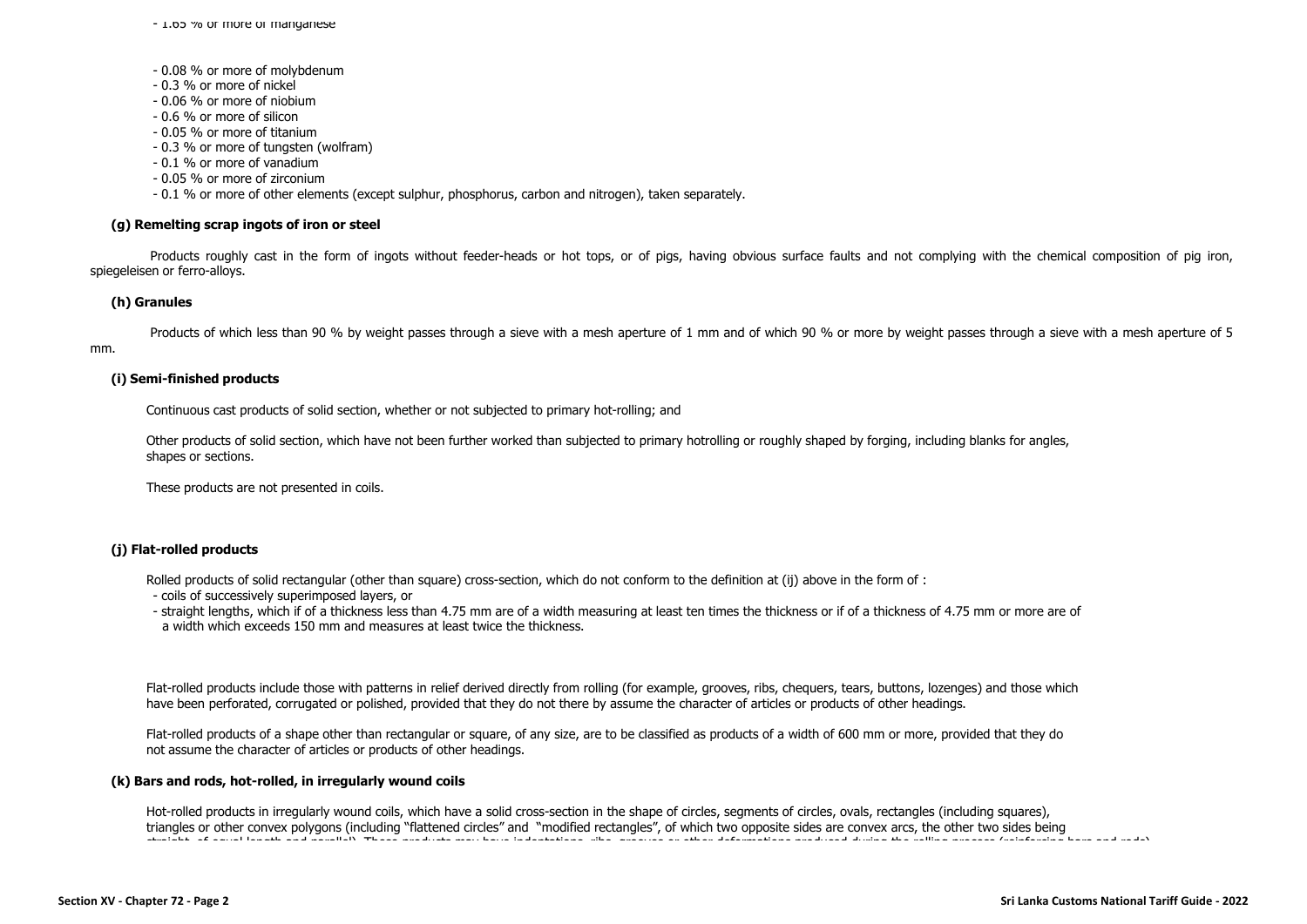- 1.65 % or more of manganese

- 0.08 % or more of molybdenum
- 0.3 % or more of nickel
- 0.06 % or more of niobium
- 0.6 % or more of silicon
- 0.05 % or more of titanium
- 0.3 % or more of tungsten (wolfram)
- 0.1 % or more of vanadium
- 0.05 % or more of zirconium
- 0.1 % or more of other elements (except sulphur, phosphorus, carbon and nitrogen), taken separately.

**(g) Remelting scrap ingots of iron or steel**

Products roughly cast in the form of ingots without feeder-heads or hot tops, or of pigs, having obvious surface faults and not complying with the chemical composition of pig iron, spiegeleisen or ferro-alloys.

**(h) Granules**

Products of which less than 90 % by weight passes through a sieve with a mesh aperture of 1 mm and of which 90 % or more by weight passes through a sieve with a mesh aperture of 5 mm.

**(ij) Semi-finished products**

Continuous cast products of solid section, whether or not subjected to primary hot-rolling; and

Other products of solid section, which have not been further worked than subjected to primary hotrolling or roughly shaped by forging, including blanks for angles, shapes or sections.

These products are not presented in coils.

**(k) Flat-rolled products**

Rolled products of solid rectangular (other than square) cross-section, which do not conform to the definition at (ij) above in the form of :

- coils of successively superimposed layers, or
- straight lengths, which if of a thickness less than 4.75 mm are of a width measuring at least ten times the thickness or if of a thickness of 4.75 mm or more are of a width which exceeds 150 mm and measures at least twice the thickness.

Flat-rolled products include those with patterns in relief derived directly from rolling (for example, grooves, ribs, chequers, tears, buttons, lozenges) and those which have been perforated, corrugated or polished, provided that they do not there by assume the character of articles or products of other headings.

Flat-rolled products of a shape other than rectangular or square, of any size, are to be classified as products of a width of 600 mm or more, provided that they do not assume the character of articles or products of other headings.

**(l) Bars and rods, hot-rolled, in irregularly wound coils**

Hot-rolled products in irregularly wound coils, which have a solid cross-section in the shape of circles, segments of circles, ovals, rectangles (including squares), triangles or other convex polygons (including "flattened circles" and "modified rectangles", of which two opposite sides are convex arcs, the other two sides being straight, of equal length and parallel). These products may have indentations, ribs, grooves or other deformations produced during the rolling process (reinforcing bars and rods).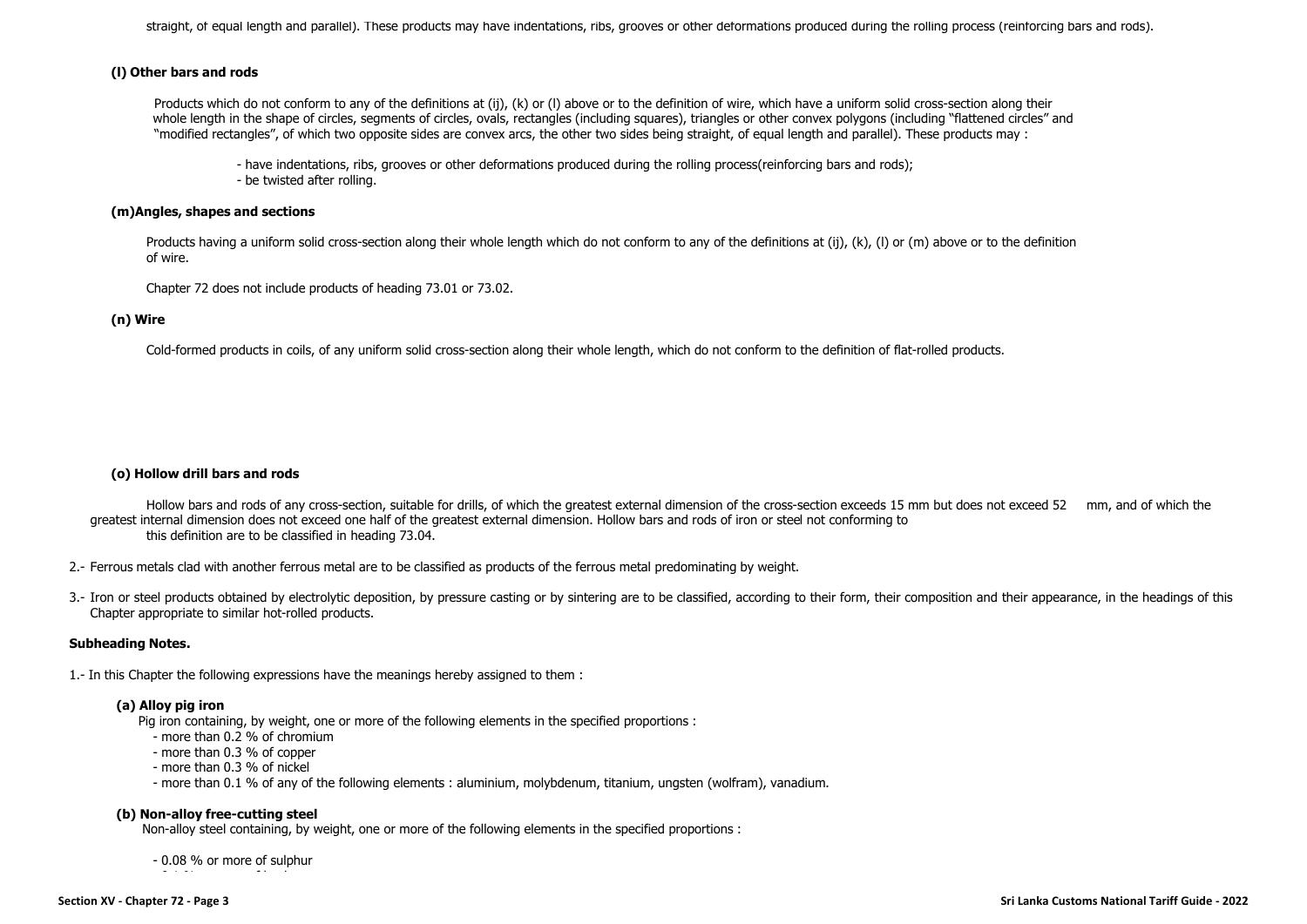straight, of equal length and parallel). These products may have indentations, ribs, grooves or other deformations produced during the rolling process (reinforcing bars and rods).

**(l) Other bars and rods**

Products which do not conform to any of the definitions at (ij), (k) or (l) above or to the definition of wire, which have a uniform solid cross-section along their whole length in the shape of circles, segments of circles, ovals, rectangles (including squares), triangles or other convex polygons (including "flattened circles" and "modified rectangles", of which two opposite sides are convex arcs, the other two sides being straight, of equal length and parallel). These products may :

- have indentations, ribs, grooves or other deformations produced during the rolling process(reinforcing bars and rods);
- be twisted after rolling.

**(m)Angles, shapes and sections**

Products having a uniform solid cross-section along their whole length which do not conform to any of the definitions at (ij), (k), (l) or (m) above or to the definition of wire.

Chapter 72 does not include products of heading 73.01 or 73.02.

**(n) Wire**

Cold-formed products in coils, of any uniform solid cross-section along their whole length, which do not conform to the definition of flat-rolled products.

**(o) Hollow drill bars and rods**

Hollow bars and rods of any cross-section, suitable for drills, of which the greatest external dimension of the cross-section exceeds 15 mm but does not exceed 52 mm, and of which the greatest internal dimension does not exceed one half of the greatest external dimension. Hollow bars and rods of iron or steel not conforming to this definition are to be classified in heading 73.04.

2.- Ferrous metals clad with another ferrous metal are to be classified as products of the ferrous metal predominating by weight.

3.- Iron or steel products obtained by electrolytic deposition, by pressure casting or by sintering are to be classified, according to their form, their composition and their appearance, in the headings of this Chapter appropriate to similar hot-rolled products.

**Subheading Notes.**

1.- In this Chapter the following expressions have the meanings hereby assigned to them :

**(a) Alloy pig iron**

Pig iron containing, by weight, one or more of the following elements in the specified proportions :

- more than 0.2 % of chromium
- more than 0.3 % of copper
- more than 0.3 % of nickel
- more than 0.1 % of any of the following elements : aluminium, molybdenum, titanium, ungsten (wolfram), vanadium.

**(b) Non-alloy free-cutting steel**

Non-alloy steel containing, by weight, one or more of the following elements in the specified proportions :

- 0.08 % or more of sulphur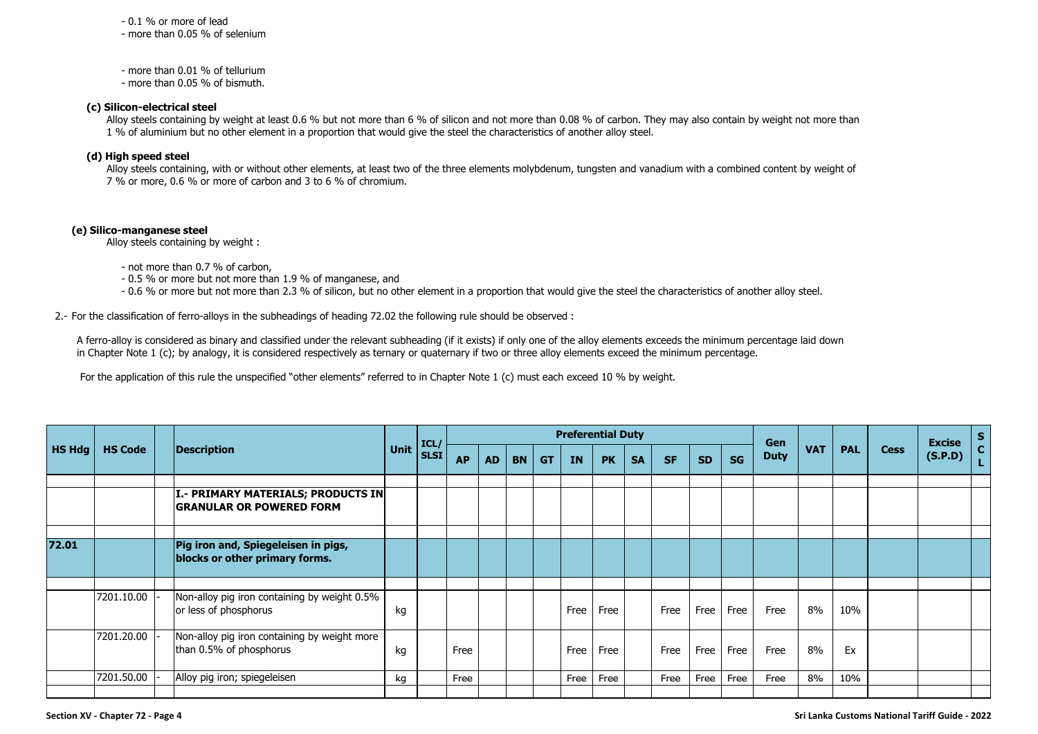- 0.1 % or more of lead
- more than 0.05 % of selenium

- more than 0.01 % of tellurium
- more than 0.05 % of bismuth.

**(c) Silicon-electrical steel**

Alloy steels containing by weight at least 0.6 % but not more than 6 % of silicon and not more than 0.08 % of carbon. They may also contain by weight not more than 1 % of aluminium but no other element in a proportion that would give the steel the characteristics of another alloy steel.

**(d) High speed steel**

Alloy steels containing, with or without other elements, at least two of the three elements molybdenum, tungsten and vanadium with a combined content by weight of 7 % or more, 0.6 % or more of carbon and 3 to 6 % of chromium.

**(e) Silico-manganese steel**

Alloy steels containing by weight :

- not more than 0.7 % of carbon,
- 0.5 % or more but not more than 1.9 % of manganese, and
- 0.6 % or more but not more than 2.3 % of silicon, but no other element in a proportion that would give the steel the characteristics of another alloy steel.

2.- For the classification of ferro-alloys in the subheadings of heading 72.02 the following rule should be observed :

A ferro-alloy is considered as binary and classified under the relevant subheading (if it exists) if only one of the alloy elements exceeds the minimum percentage laid down in Chapter Note 1 (c); by analogy, it is considered respectively as ternary or quaternary if two or three alloy elements exceed the minimum percentage.

For the application of this rule the unspecified "other elements" referred to in Chapter Note 1 (c) must each exceed 10 % by weight.

| HS Hdg | HS Code | | Description | Unit | ICL/ SLSI | Preferential Duty | | | | | | | | | | Gen Duty | VAT | PAL | Cess | Excise (S.P.D) | SCL |
|---|---|---|---|---|---|---|---|---|---|---|---|---|---|---|---|---|---|---|---|---|---|
| | | | | | | AP | AD | BN | GT | IN | PK | SA | SF | SD | SG | | | | | | |
| | | | **I.- PRIMARY MATERIALS; PRODUCTS IN GRANULAR OR POWERED FORM** | | | | | | | | | | | | | | | | | | |
| **72.01** | | | **Pig iron and, Spiegeleisen in pigs, blocks or other primary forms.** | | | | | | | | | | | | | | | | | | |
| | 7201.10.00 | - | Non-alloy pig iron containing by weight 0.5% or less of phosphorus | kg | | | | | | Free | Free | | Free | Free | Free | Free | 8% | 10% | | | |
| | 7201.20.00 | - | Non-alloy pig iron containing by weight more than 0.5% of phosphorus | kg | | Free | | | | Free | Free | | Free | Free | Free | Free | 8% | Ex | | | |
| | 7201.50.00 | - | Alloy pig iron; spiegeleisen | kg | | Free | | | | Free | Free | | Free | Free | Free | Free | 8% | 10% | | | |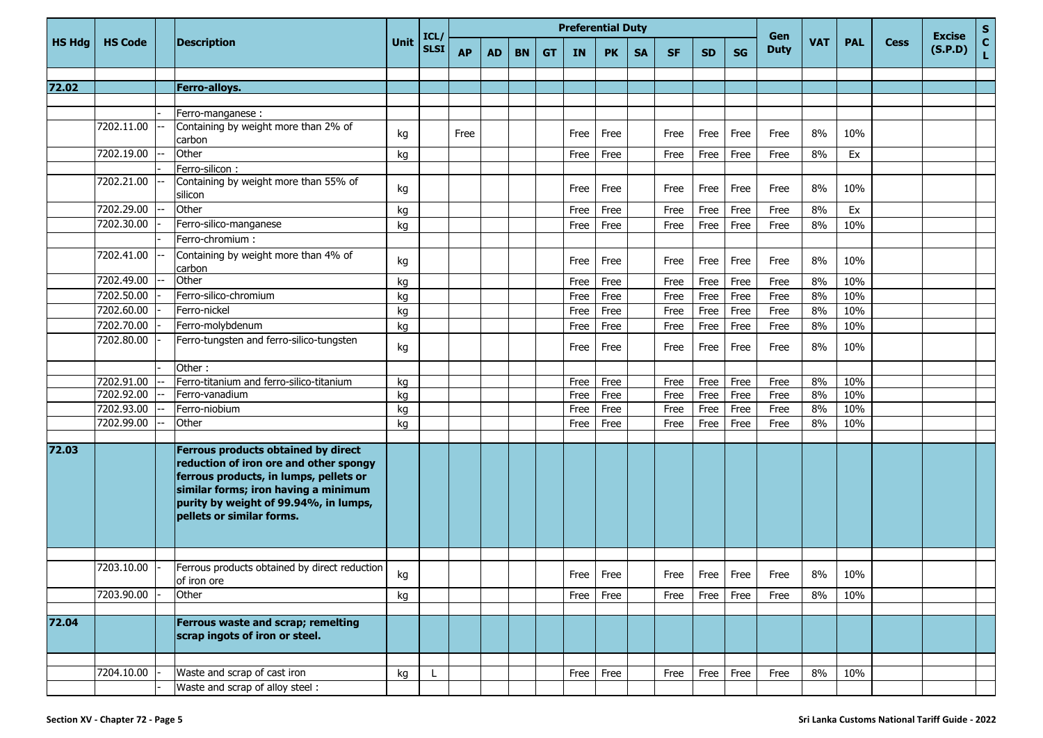| HS Hdg | HS Code | | Description | Unit | ICL/ SLSI | Preferential Duty | | | | | | | | | | Gen Duty | VAT | PAL | Cess | Excise (S.P.D) | S C L |
|---|---|---|---|---|---|---|---|---|---|---|---|---|---|---|---|---|---|---|---|---|---|
| | | | | | | AP | AD | BN | GT | IN | PK | SA | SF | SD | SG | | | | | | |
| | | | | | | | | | | | | | | | | | | | | | |
| **72.02** | | | **Ferro-alloys.** | | | | | | | | | | | | | | | | | | |
| | | | | | | | | | | | | | | | | | | | | | |
| | | - | Ferro-manganese : | | | | | | | | | | | | | | | | | | |
| | 7202.11.00 | -- | Containing by weight more than 2% of carbon | kg | | Free | | | | Free | Free | | Free | Free | Free | Free | 8% | 10% | | | |
| | 7202.19.00 | -- | Other | kg | | | | | | Free | Free | | Free | Free | Free | Free | 8% | Ex | | | |
| | | - | Ferro-silicon : | | | | | | | | | | | | | | | | | | |
| | 7202.21.00 | -- | Containing by weight more than 55% of silicon | kg | | | | | | Free | Free | | Free | Free | Free | Free | 8% | 10% | | | |
| | 7202.29.00 | -- | Other | kg | | | | | | Free | Free | | Free | Free | Free | Free | 8% | Ex | | | |
| | 7202.30.00 | - | Ferro-silico-manganese | kg | | | | | | Free | Free | | Free | Free | Free | Free | 8% | 10% | | | |
| | | - | Ferro-chromium : | | | | | | | | | | | | | | | | | | |
| | 7202.41.00 | -- | Containing by weight more than 4% of carbon | kg | | | | | | Free | Free | | Free | Free | Free | Free | 8% | 10% | | | |
| | 7202.49.00 | -- | Other | kg | | | | | | Free | Free | | Free | Free | Free | Free | 8% | 10% | | | |
| | 7202.50.00 | - | Ferro-silico-chromium | kg | | | | | | Free | Free | | Free | Free | Free | Free | 8% | 10% | | | |
| | 7202.60.00 | - | Ferro-nickel | kg | | | | | | Free | Free | | Free | Free | Free | Free | 8% | 10% | | | |
| | 7202.70.00 | - | Ferro-molybdenum | kg | | | | | | Free | Free | | Free | Free | Free | Free | 8% | 10% | | | |
| | 7202.80.00 | - | Ferro-tungsten and ferro-silico-tungsten | kg | | | | | | Free | Free | | Free | Free | Free | Free | 8% | 10% | | | |
| | | - | Other : | | | | | | | | | | | | | | | | | | |
| | 7202.91.00 | -- | Ferro-titanium and ferro-silico-titanium | kg | | | | | | Free | Free | | Free | Free | Free | Free | 8% | 10% | | | |
| | 7202.92.00 | -- | Ferro-vanadium | kg | | | | | | Free | Free | | Free | Free | Free | Free | 8% | 10% | | | |
| | 7202.93.00 | -- | Ferro-niobium | kg | | | | | | Free | Free | | Free | Free | Free | Free | 8% | 10% | | | |
| | 7202.99.00 | -- | Other | kg | | | | | | Free | Free | | Free | Free | Free | Free | 8% | 10% | | | |
| | | | | | | | | | | | | | | | | | | | | | |
| **72.03** | | | **Ferrous products obtained by direct reduction of iron ore and other spongy ferrous products, in lumps, pellets or similar forms; iron having a minimum purity by weight of 99.94%, in lumps, pellets or similar forms.** | | | | | | | | | | | | | | | | | | |
| | | | | | | | | | | | | | | | | | | | | | |
| | 7203.10.00 | - | Ferrous products obtained by direct reduction of iron ore | kg | | | | | | Free | Free | | Free | Free | Free | Free | 8% | 10% | | | |
| | 7203.90.00 | - | Other | kg | | | | | | Free | Free | | Free | Free | Free | Free | 8% | 10% | | | |
| | | | | | | | | | | | | | | | | | | | | | |
| **72.04** | | | **Ferrous waste and scrap; remelting scrap ingots of iron or steel.** | | | | | | | | | | | | | | | | | | |
| | | | | | | | | | | | | | | | | | | | | | |
| | 7204.10.00 | - | Waste and scrap of cast iron | kg | L | | | | | Free | Free | | Free | Free | Free | Free | 8% | 10% | | | |
| | | - | Waste and scrap of alloy steel : | | | | | | | | | | | | | | | | | | |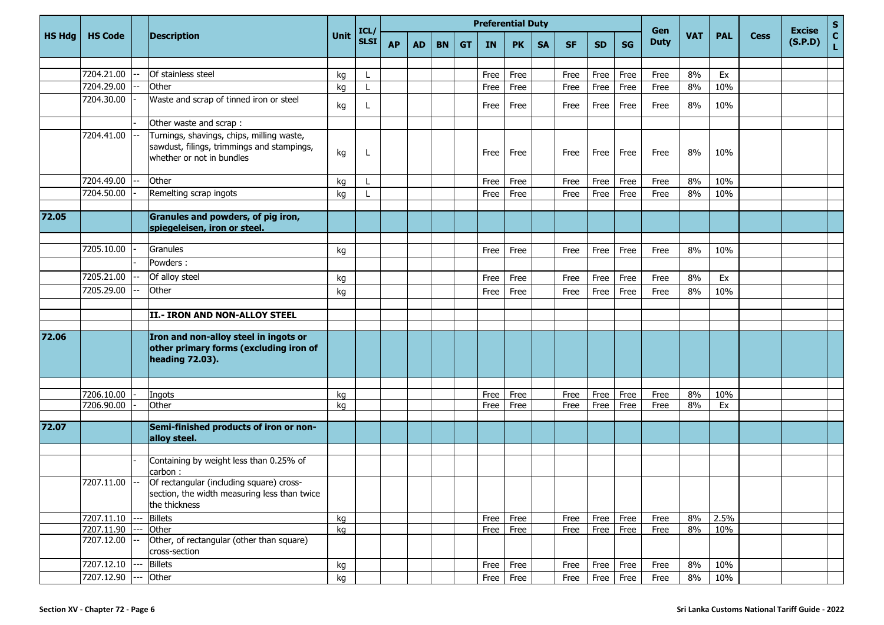| HS Hdg | HS Code | | Description | Unit | ICL/ SLSI | Preferential Duty | | | | | | | | | | Gen Duty | VAT | PAL | Cess | Excise (S.P.D) | S C L |
|---|---|---|---|---|---|---|---|---|---|---|---|---|---|---|---|---|---|---|---|---|---|
| | | | | | | AP | AD | BN | GT | IN | PK | SA | SF | SD | SG | | | | | | |
| | 7204.21.00 | -- | Of stainless steel | kg | L | | | | | Free | Free | | Free | Free | Free | Free | 8% | Ex | | | |
| | 7204.29.00 | -- | Other | kg | L | | | | | Free | Free | | Free | Free | Free | Free | 8% | 10% | | | |
| | 7204.30.00 | - | Waste and scrap of tinned iron or steel | kg | L | | | | | Free | Free | | Free | Free | Free | Free | 8% | 10% | | | |
| | | - | Other waste and scrap : | | | | | | | | | | | | | | | | | | |
| | 7204.41.00 | -- | Turnings, shavings, chips, milling waste, sawdust, filings, trimmings and stampings, whether or not in bundles | kg | L | | | | | Free | Free | | Free | Free | Free | Free | 8% | 10% | | | |
| | 7204.49.00 | -- | Other | kg | L | | | | | Free | Free | | Free | Free | Free | Free | 8% | 10% | | | |
| | 7204.50.00 | - | Remelting scrap ingots | kg | L | | | | | Free | Free | | Free | Free | Free | Free | 8% | 10% | | | |
| **72.05** | | | **Granules and powders, of pig iron, spiegeleisen, iron or steel.** | | | | | | | | | | | | | | | | | | |
| | 7205.10.00 | - | Granules | kg | | | | | | Free | Free | | Free | Free | Free | Free | 8% | 10% | | | |
| | | - | Powders : | | | | | | | | | | | | | | | | | | |
| | 7205.21.00 | -- | Of alloy steel | kg | | | | | | Free | Free | | Free | Free | Free | Free | 8% | Ex | | | |
| | 7205.29.00 | -- | Other | kg | | | | | | Free | Free | | Free | Free | Free | Free | 8% | 10% | | | |
| | | | **II.- IRON AND NON-ALLOY STEEL** | | | | | | | | | | | | | | | | | | |
| **72.06** | | | **Iron and non-alloy steel in ingots or other primary forms (excluding iron of heading 72.03).** | | | | | | | | | | | | | | | | | | |
| | 7206.10.00 | - | Ingots | kg | | | | | | Free | Free | | Free | Free | Free | Free | 8% | 10% | | | |
| | 7206.90.00 | - | Other | kg | | | | | | Free | Free | | Free | Free | Free | Free | 8% | Ex | | | |
| **72.07** | | | **Semi-finished products of iron or non-alloy steel.** | | | | | | | | | | | | | | | | | | |
| | | - | Containing by weight less than 0.25% of carbon : | | | | | | | | | | | | | | | | | | |
| | 7207.11.00 | -- | Of rectangular (including square) cross-section, the width measuring less than twice the thickness | | | | | | | | | | | | | | | | | | |
| | 7207.11.10 | --- | Billets | kg | | | | | | Free | Free | | Free | Free | Free | Free | 8% | 2.5% | | | |
| | 7207.11.90 | --- | Other | kg | | | | | | Free | Free | | Free | Free | Free | Free | 8% | 10% | | | |
| | 7207.12.00 | -- | Other, of rectangular (other than square) cross-section | | | | | | | | | | | | | | | | | | |
| | 7207.12.10 | --- | Billets | kg | | | | | | Free | Free | | Free | Free | Free | Free | 8% | 10% | | | |
| | 7207.12.90 | --- | Other | kg | | | | | | Free | Free | | Free | Free | Free | Free | 8% | 10% | | | |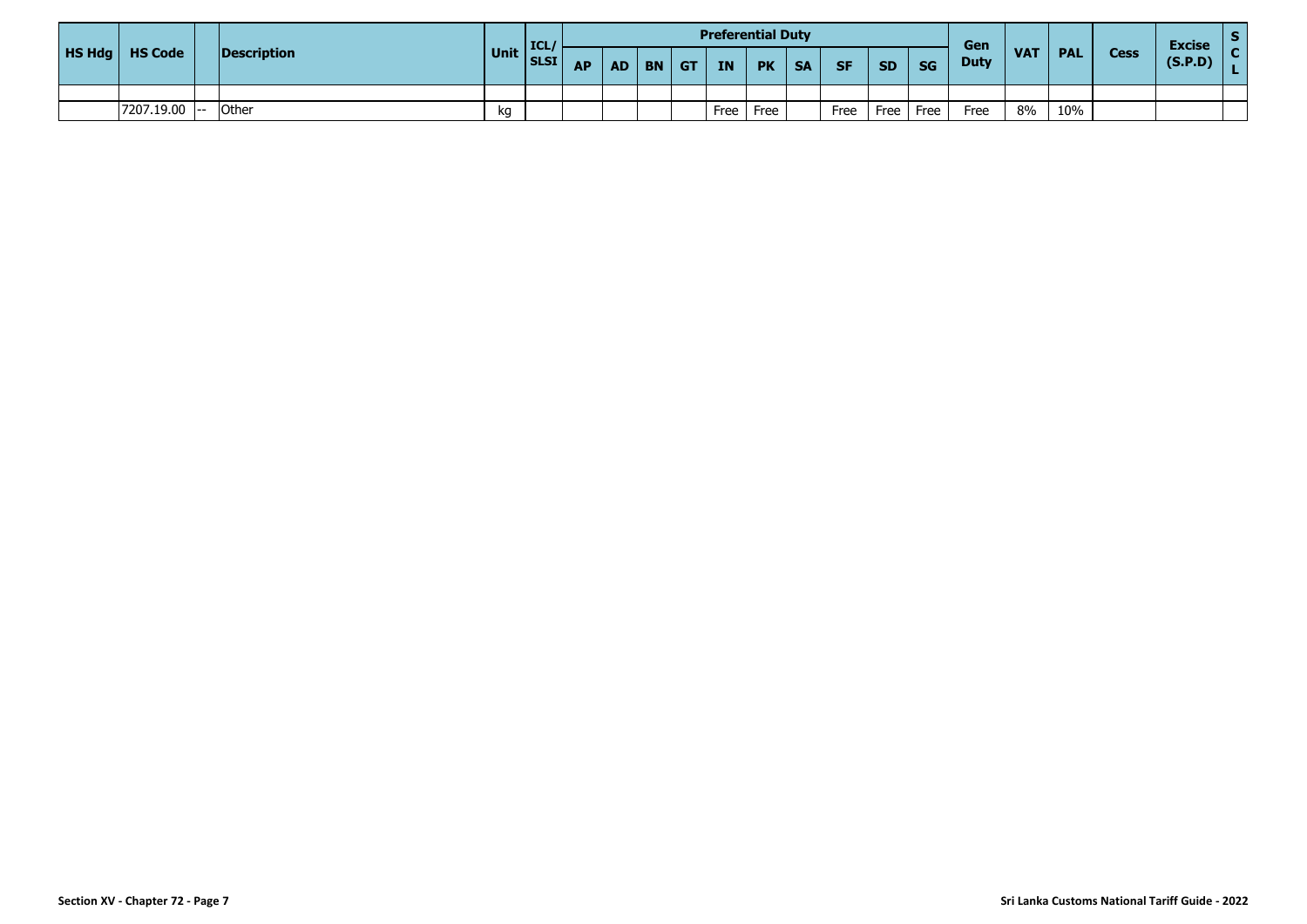| HS Hdg | HS Code | | Description | Unit | ICL/ SLSI | Preferential Duty | | | | | | | | | | Gen Duty | VAT | PAL | Cess | Excise (S.P.D) | S C L |
|---|---|---|---|---|---|---|---|---|---|---|---|---|---|---|---|---|---|---|---|---|---|
| | | | | | | AP | AD | BN | GT | IN | PK | SA | SF | SD | SG | | | | | | |
| | | | | | | | | | | | | | | | | | | | | | |
| | 7207.19.00 | -- | Other | kg | | | | | | Free | Free | | Free | Free | Free | Free | 8% | 10% | | | |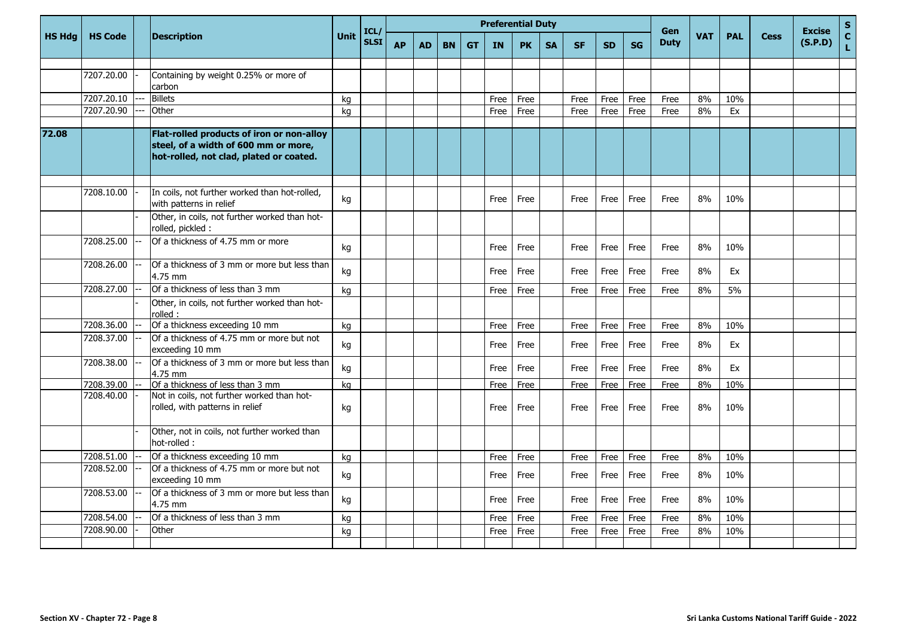| HS Hdg | HS Code | | Description | Unit | ICL/ SLSI | Preferential Duty | | | | | | | | | | Gen Duty | VAT | PAL | Cess | Excise (S.P.D) | S C L |
|---|---|---|---|---|---|---|---|---|---|---|---|---|---|---|---|---|---|---|---|---|---|
| | | | | | | AP | AD | BN | GT | IN | PK | SA | SF | SD | SG | | | | | | |
| | 7207.20.00 | - | Containing by weight 0.25% or more of carbon | | | | | | | | | | | | | | | | | | |
| | 7207.20.10 | --- | Billets | kg | | | | | | Free | Free | | Free | Free | Free | Free | 8% | 10% | | | |
| | 7207.20.90 | --- | Other | kg | | | | | | Free | Free | | Free | Free | Free | Free | 8% | Ex | | | |
| **72.08** | | | **Flat-rolled products of iron or non-alloy steel, of a width of 600 mm or more, hot-rolled, not clad, plated or coated.** | | | | | | | | | | | | | | | | | | |
| | 7208.10.00 | - | In coils, not further worked than hot-rolled, with patterns in relief | kg | | | | | | Free | Free | | Free | Free | Free | Free | 8% | 10% | | | |
| | | - | Other, in coils, not further worked than hot-rolled, pickled : | | | | | | | | | | | | | | | | | | |
| | 7208.25.00 | -- | Of a thickness of 4.75 mm or more | kg | | | | | | Free | Free | | Free | Free | Free | Free | 8% | 10% | | | |
| | 7208.26.00 | -- | Of a thickness of 3 mm or more but less than 4.75 mm | kg | | | | | | Free | Free | | Free | Free | Free | Free | 8% | Ex | | | |
| | 7208.27.00 | -- | Of a thickness of less than 3 mm | kg | | | | | | Free | Free | | Free | Free | Free | Free | 8% | 5% | | | |
| | | - | Other, in coils, not further worked than hot-rolled : | | | | | | | | | | | | | | | | | | |
| | 7208.36.00 | -- | Of a thickness exceeding 10 mm | kg | | | | | | Free | Free | | Free | Free | Free | Free | 8% | 10% | | | |
| | 7208.37.00 | -- | Of a thickness of 4.75 mm or more but not exceeding 10 mm | kg | | | | | | Free | Free | | Free | Free | Free | Free | 8% | Ex | | | |
| | 7208.38.00 | -- | Of a thickness of 3 mm or more but less than 4.75 mm | kg | | | | | | Free | Free | | Free | Free | Free | Free | 8% | Ex | | | |
| | 7208.39.00 | -- | Of a thickness of less than 3 mm | kg | | | | | | Free | Free | | Free | Free | Free | Free | 8% | 10% | | | |
| | 7208.40.00 | - | Not in coils, not further worked than hot-rolled, with patterns in relief | kg | | | | | | Free | Free | | Free | Free | Free | Free | 8% | 10% | | | |
| | | - | Other, not in coils, not further worked than hot-rolled : | | | | | | | | | | | | | | | | | | |
| | 7208.51.00 | -- | Of a thickness exceeding 10 mm | kg | | | | | | Free | Free | | Free | Free | Free | Free | 8% | 10% | | | |
| | 7208.52.00 | -- | Of a thickness of 4.75 mm or more but not exceeding 10 mm | kg | | | | | | Free | Free | | Free | Free | Free | Free | 8% | 10% | | | |
| | 7208.53.00 | -- | Of a thickness of 3 mm or more but less than 4.75 mm | kg | | | | | | Free | Free | | Free | Free | Free | Free | 8% | 10% | | | |
| | 7208.54.00 | -- | Of a thickness of less than 3 mm | kg | | | | | | Free | Free | | Free | Free | Free | Free | 8% | 10% | | | |
| | 7208.90.00 | - | Other | kg | | | | | | Free | Free | | Free | Free | Free | Free | 8% | 10% | | | |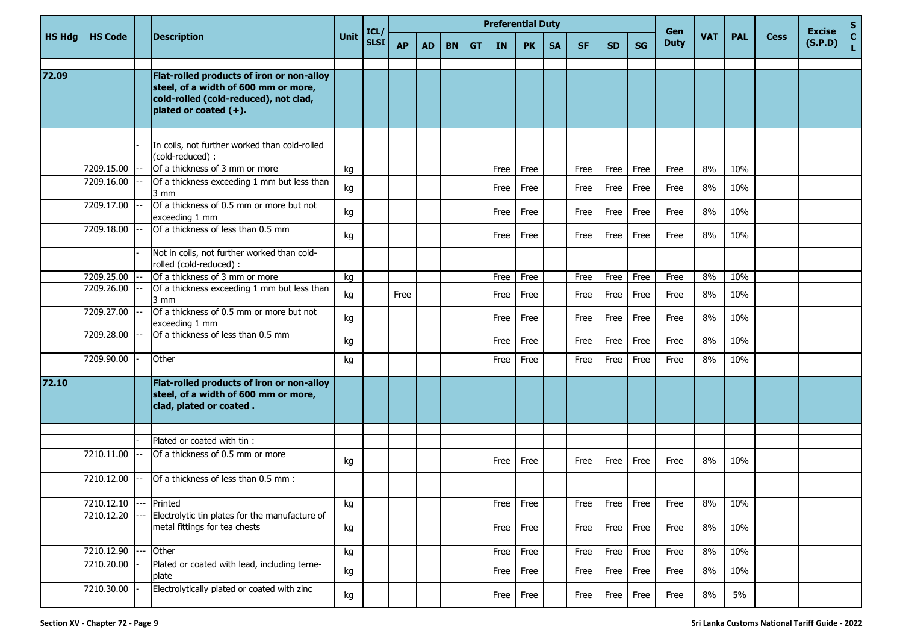| HS Hdg | HS Code | | Description | Unit | ICL/ SLSI | Preferential Duty | | | | | | | | | | Gen Duty | VAT | PAL | Cess | Excise (S.P.D) | S C L |
|---|---|---|---|---|---|---|---|---|---|---|---|---|---|---|---|---|---|---|---|---|---|
| | | | | | | AP | AD | BN | GT | IN | PK | SA | SF | SD | SG | | | | | | |
| 72.09 | | | **Flat-rolled products of iron or non-alloy steel, of a width of 600 mm or more, cold-rolled (cold-reduced), not clad, plated or coated (+).** | | | | | | | | | | | | | | | | | | |
| | | - | In coils, not further worked than cold-rolled (cold-reduced) : | | | | | | | | | | | | | | | | | | |
| | 7209.15.00 | -- | Of a thickness of 3 mm or more | kg | | | | | | Free | Free | | Free | Free | Free | Free | 8% | 10% | | | |
| | 7209.16.00 | -- | Of a thickness exceeding 1 mm but less than 3 mm | kg | | | | | | Free | Free | | Free | Free | Free | Free | 8% | 10% | | | |
| | 7209.17.00 | -- | Of a thickness of 0.5 mm or more but not exceeding 1 mm | kg | | | | | | Free | Free | | Free | Free | Free | Free | 8% | 10% | | | |
| | 7209.18.00 | -- | Of a thickness of less than 0.5 mm | kg | | | | | | Free | Free | | Free | Free | Free | Free | 8% | 10% | | | |
| | | - | Not in coils, not further worked than cold-rolled (cold-reduced) : | | | | | | | | | | | | | | | | | | |
| | 7209.25.00 | -- | Of a thickness of 3 mm or more | kg | | | | | | Free | Free | | Free | Free | Free | Free | 8% | 10% | | | |
| | 7209.26.00 | -- | Of a thickness exceeding 1 mm but less than 3 mm | kg | | Free | | | | Free | Free | | Free | Free | Free | Free | 8% | 10% | | | |
| | 7209.27.00 | -- | Of a thickness of 0.5 mm or more but not exceeding 1 mm | kg | | | | | | Free | Free | | Free | Free | Free | Free | 8% | 10% | | | |
| | 7209.28.00 | -- | Of a thickness of less than 0.5 mm | kg | | | | | | Free | Free | | Free | Free | Free | Free | 8% | 10% | | | |
| | 7209.90.00 | - | Other | kg | | | | | | Free | Free | | Free | Free | Free | Free | 8% | 10% | | | |
| 72.10 | | | **Flat-rolled products of iron or non-alloy steel, of a width of 600 mm or more, clad, plated or coated .** | | | | | | | | | | | | | | | | | | |
| | | - | Plated or coated with tin : | | | | | | | | | | | | | | | | | | |
| | 7210.11.00 | -- | Of a thickness of 0.5 mm or more | kg | | | | | | Free | Free | | Free | Free | Free | Free | 8% | 10% | | | |
| | 7210.12.00 | -- | Of a thickness of less than 0.5 mm : | | | | | | | | | | | | | | | | | | |
| | 7210.12.10 | --- | Printed | kg | | | | | | Free | Free | | Free | Free | Free | Free | 8% | 10% | | | |
| | 7210.12.20 | --- | Electrolytic tin plates for the manufacture of metal fittings for tea chests | kg | | | | | | Free | Free | | Free | Free | Free | Free | 8% | 10% | | | |
| | 7210.12.90 | --- | Other | kg | | | | | | Free | Free | | Free | Free | Free | Free | 8% | 10% | | | |
| | 7210.20.00 | - | Plated or coated with lead, including terne-plate | kg | | | | | | Free | Free | | Free | Free | Free | Free | 8% | 10% | | | |
| | 7210.30.00 | - | Electrolytically plated or coated with zinc | kg | | | | | | Free | Free | | Free | Free | Free | Free | 8% | 5% | | | |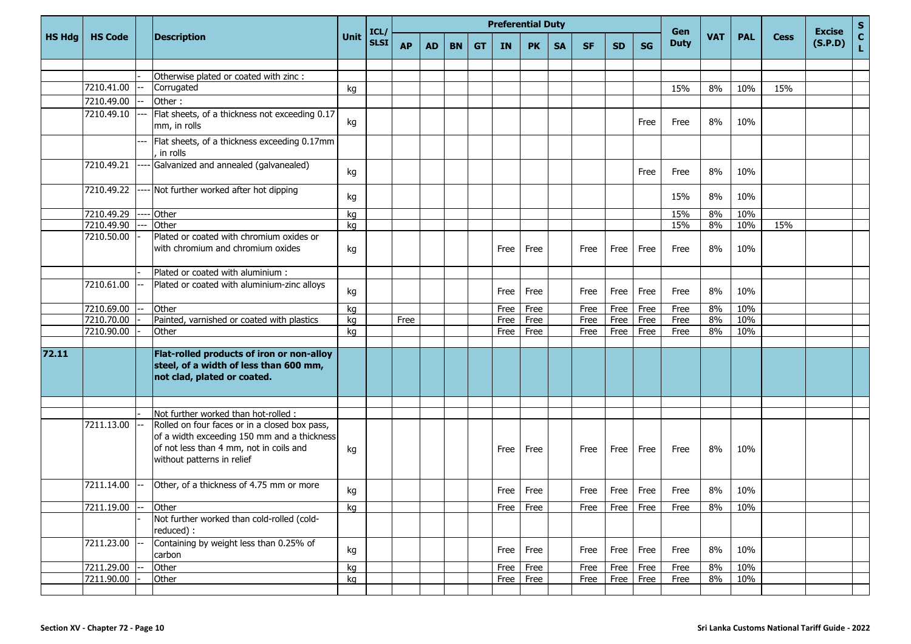| HS Hdg | HS Code | | Description | Unit | ICL/ SLSI | Preferential Duty | | | | | | | | | | Gen Duty | VAT | PAL | Cess | Excise (S.P.D) | SCL |
|---|---|---|---|---|---|---|---|---|---|---|---|---|---|---|---|---|---|---|---|---|---|
| | | | | | | AP | AD | BN | GT | IN | PK | SA | SF | SD | SG | | | | | | |
| | | | | | | | | | | | | | | | | | | | | | |
| | | - | Otherwise plated or coated with zinc : | | | | | | | | | | | | | | | | | | |
| | 7210.41.00 | -- | Corrugated | kg | | | | | | | | | | | | 15% | 8% | 10% | 15% | | |
| | 7210.49.00 | -- | Other : | | | | | | | | | | | | | | | | | | |
| | 7210.49.10 | --- | Flat sheets, of a thickness not exceeding 0.17 mm, in rolls | kg | | | | | | | | | | | Free | Free | 8% | 10% | | | |
| | | --- | Flat sheets, of a thickness exceeding 0.17mm , in rolls | | | | | | | | | | | | | | | | | | |
| | 7210.49.21 | ---- | Galvanized and annealed (galvanealed) | kg | | | | | | | | | | | Free | Free | 8% | 10% | | | |
| | 7210.49.22 | ---- | Not further worked after hot dipping | kg | | | | | | | | | | | | 15% | 8% | 10% | | | |
| | 7210.49.29 | ---- | Other | kg | | | | | | | | | | | | 15% | 8% | 10% | | | |
| | 7210.49.90 | --- | Other | kg | | | | | | | | | | | | 15% | 8% | 10% | 15% | | |
| | 7210.50.00 | - | Plated or coated with chromium oxides or with chromium and chromium oxides | kg | | | | | | Free | Free | | Free | Free | Free | Free | 8% | 10% | | | |
| | | - | Plated or coated with aluminium : | | | | | | | | | | | | | | | | | | |
| | 7210.61.00 | -- | Plated or coated with aluminium-zinc alloys | kg | | | | | | Free | Free | | Free | Free | Free | Free | 8% | 10% | | | |
| | 7210.69.00 | -- | Other | kg | | | | | | Free | Free | | Free | Free | Free | Free | 8% | 10% | | | |
| | 7210.70.00 | - | Painted, varnished or coated with plastics | kg | | Free | | | | Free | Free | | Free | Free | Free | Free | 8% | 10% | | | |
| | 7210.90.00 | - | Other | kg | | | | | | Free | Free | | Free | Free | Free | Free | 8% | 10% | | | |
| | | | | | | | | | | | | | | | | | | | | | |
| **72.11** | | | **Flat-rolled products of iron or non-alloy steel, of a width of less than 600 mm, not clad, plated or coated.** | | | | | | | | | | | | | | | | | | |
| | | | | | | | | | | | | | | | | | | | | | |
| | | - | Not further worked than hot-rolled : | | | | | | | | | | | | | | | | | | |
| | 7211.13.00 | -- | Rolled on four faces or in a closed box pass, of a width exceeding 150 mm and a thickness of not less than 4 mm, not in coils and without patterns in relief | kg | | | | | | Free | Free | | Free | Free | Free | Free | 8% | 10% | | | |
| | 7211.14.00 | -- | Other, of a thickness of 4.75 mm or more | kg | | | | | | Free | Free | | Free | Free | Free | Free | 8% | 10% | | | |
| | 7211.19.00 | -- | Other | kg | | | | | | Free | Free | | Free | Free | Free | Free | 8% | 10% | | | |
| | | - | Not further worked than cold-rolled (cold-reduced) : | | | | | | | | | | | | | | | | | | |
| | 7211.23.00 | -- | Containing by weight less than 0.25% of carbon | kg | | | | | | Free | Free | | Free | Free | Free | Free | 8% | 10% | | | |
| | 7211.29.00 | -- | Other | kg | | | | | | Free | Free | | Free | Free | Free | Free | 8% | 10% | | | |
| | 7211.90.00 | - | Other | kg | | | | | | Free | Free | | Free | Free | Free | Free | 8% | 10% | | | |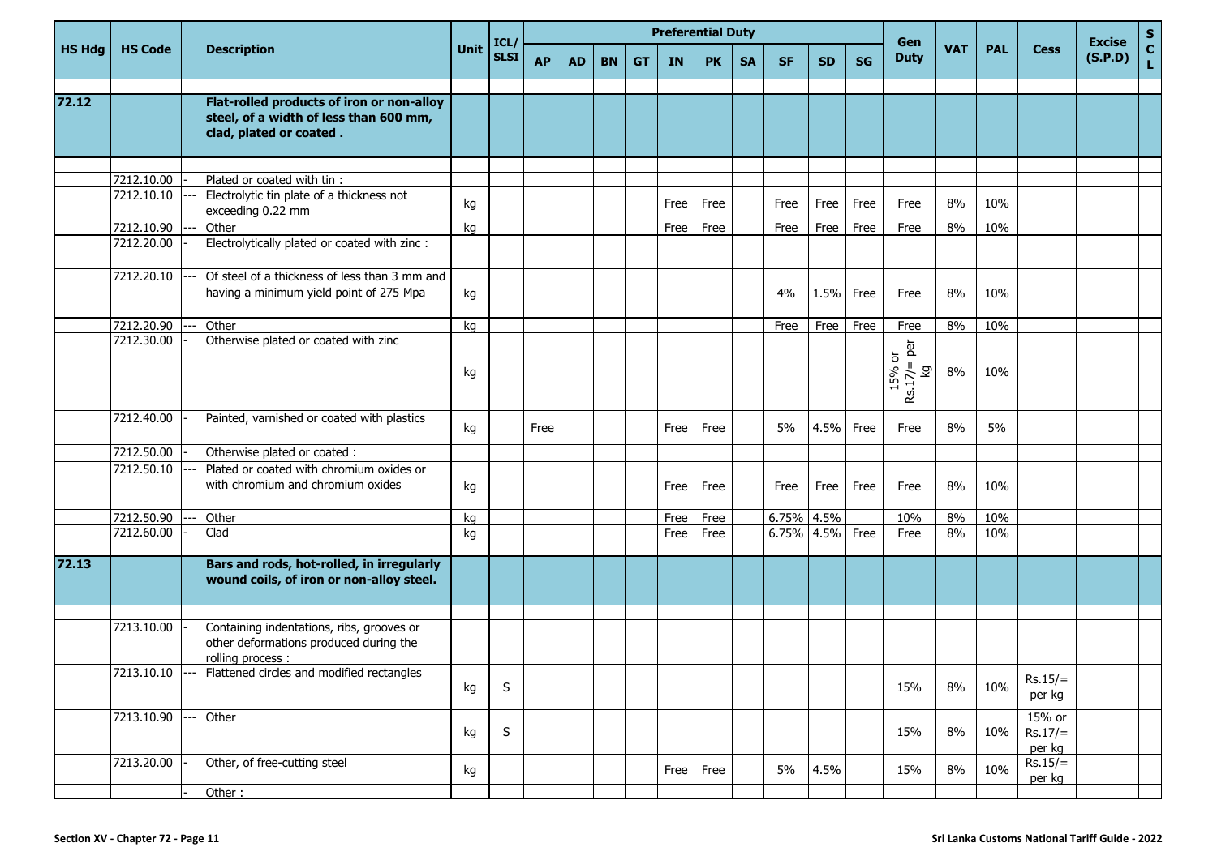| HS Hdg | HS Code | | Description | Unit | ICL/ SLSI | Preferential Duty | | | | | | | | | | Gen Duty | VAT | PAL | Cess | Excise (S.P.D) | S C L |
|---|---|---|---|---|---|---|---|---|---|---|---|---|---|---|---|---|---|---|---|---|---|
| | | | | | | AP | AD | BN | GT | IN | PK | SA | SF | SD | SG | | | | | | |
| **72.12** | | | **Flat-rolled products of iron or non-alloy steel, of a width of less than 600 mm, clad, plated or coated .** | | | | | | | | | | | | | | | | | | |
| | 7212.10.00 | - | Plated or coated with tin : | | | | | | | | | | | | | | | | | | |
| | 7212.10.10 | --- | Electrolytic tin plate of a thickness not exceeding 0.22 mm | kg | | | | | | Free | Free | | Free | Free | Free | Free | 8% | 10% | | | |
| | 7212.10.90 | --- | Other | kg | | | | | | Free | Free | | Free | Free | Free | Free | 8% | 10% | | | |
| | 7212.20.00 | - | Electrolytically plated or coated with zinc : | | | | | | | | | | | | | | | | | | |
| | 7212.20.10 | --- | Of steel of a thickness of less than 3 mm and having a minimum yield point of 275 Mpa | kg | | | | | | | | | 4% | 1.5% | Free | Free | 8% | 10% | | | |
| | 7212.20.90 | --- | Other | kg | | | | | | | | | Free | Free | Free | Free | 8% | 10% | | | |
| | 7212.30.00 | - | Otherwise plated or coated with zinc | kg | | | | | | | | | | | | 15% or Rs.17/= per kg | 8% | 10% | | | |
| | 7212.40.00 | - | Painted, varnished or coated with plastics | kg | | Free | | | | Free | Free | | 5% | 4.5% | Free | Free | 8% | 5% | | | |
| | 7212.50.00 | - | Otherwise plated or coated : | | | | | | | | | | | | | | | | | | |
| | 7212.50.10 | --- | Plated or coated with chromium oxides or with chromium and chromium oxides | kg | | | | | | Free | Free | | Free | Free | Free | Free | 8% | 10% | | | |
| | 7212.50.90 | --- | Other | kg | | | | | | Free | Free | | 6.75% | 4.5% | | 10% | 8% | 10% | | | |
| | 7212.60.00 | - | Clad | kg | | | | | | Free | Free | | 6.75% | 4.5% | Free | Free | 8% | 10% | | | |
| **72.13** | | | **Bars and rods, hot-rolled, in irregularly wound coils, of iron or non-alloy steel.** | | | | | | | | | | | | | | | | | | |
| | 7213.10.00 | - | Containing indentations, ribs, grooves or other deformations produced during the rolling process : | | | | | | | | | | | | | | | | | | |
| | 7213.10.10 | --- | Flattened circles and modified rectangles | kg | S | | | | | | | | | | | 15% | 8% | 10% | Rs.15/= per kg | | |
| | 7213.10.90 | --- | Other | kg | S | | | | | | | | | | | 15% | 8% | 10% | 15% or Rs.17/= per kg | | |
| | 7213.20.00 | - | Other, of free-cutting steel | kg | | | | | | Free | Free | | 5% | 4.5% | | 15% | 8% | 10% | Rs.15/= per kg | | |
| | | - | Other : | | | | | | | | | | | | | | | | | | |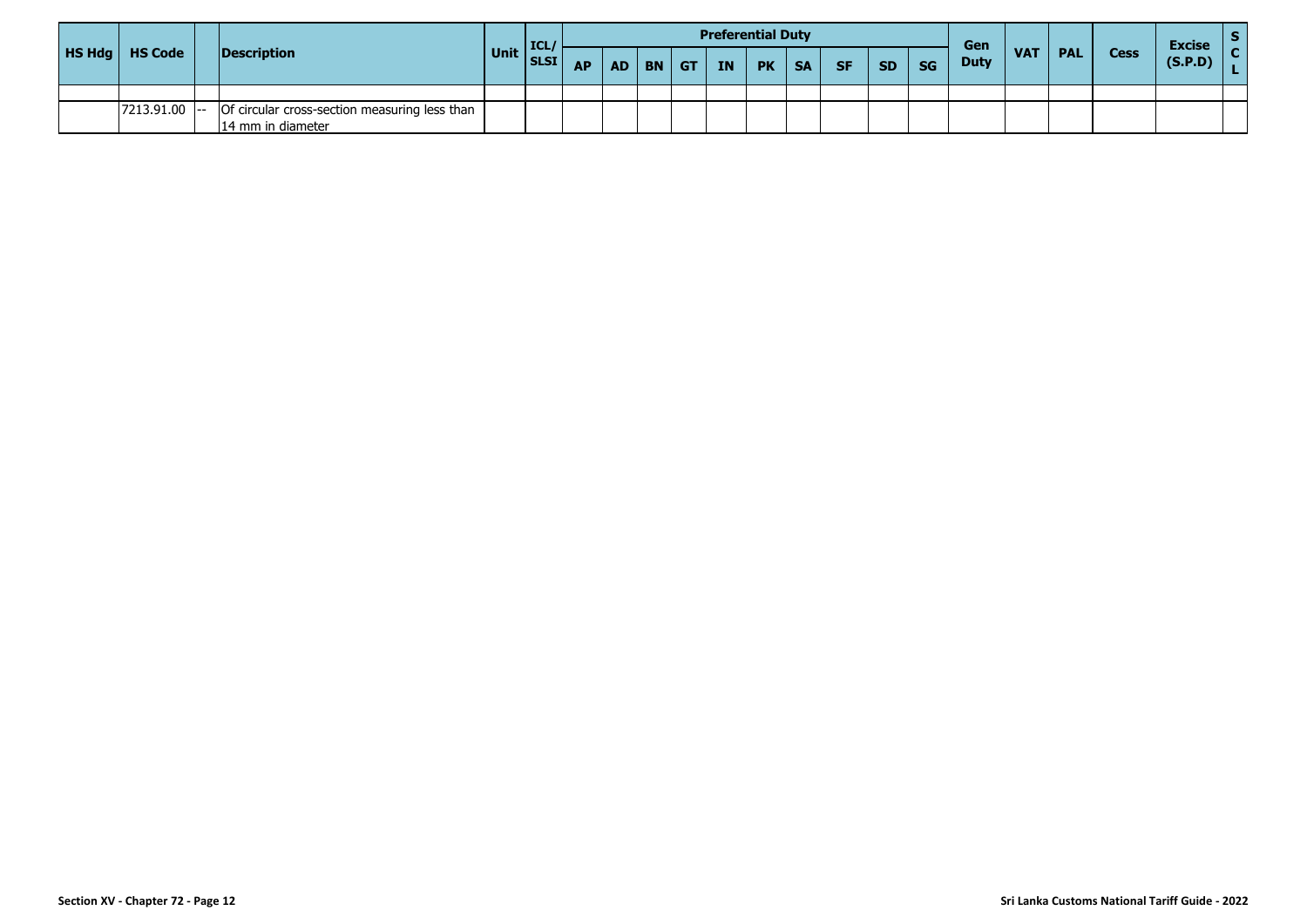| HS Hdg | HS Code | | Description | Unit | ICL/ SLSI | Preferential Duty | | | | | | | | | | Gen Duty | VAT | PAL | Cess | Excise (S.P.D) | S C L |
|---|---|---|---|---|---|---|---|---|---|---|---|---|---|---|---|---|---|---|---|---|---|
| | | | | | | AP | AD | BN | GT | IN | PK | SA | SF | SD | SG | | | | | | |
| | | | | | | | | | | | | | | | | | | | | | |
| | 7213.91.00 | -- | Of circular cross-section measuring less than 14 mm in diameter | | | | | | | | | | | | | | | | | | |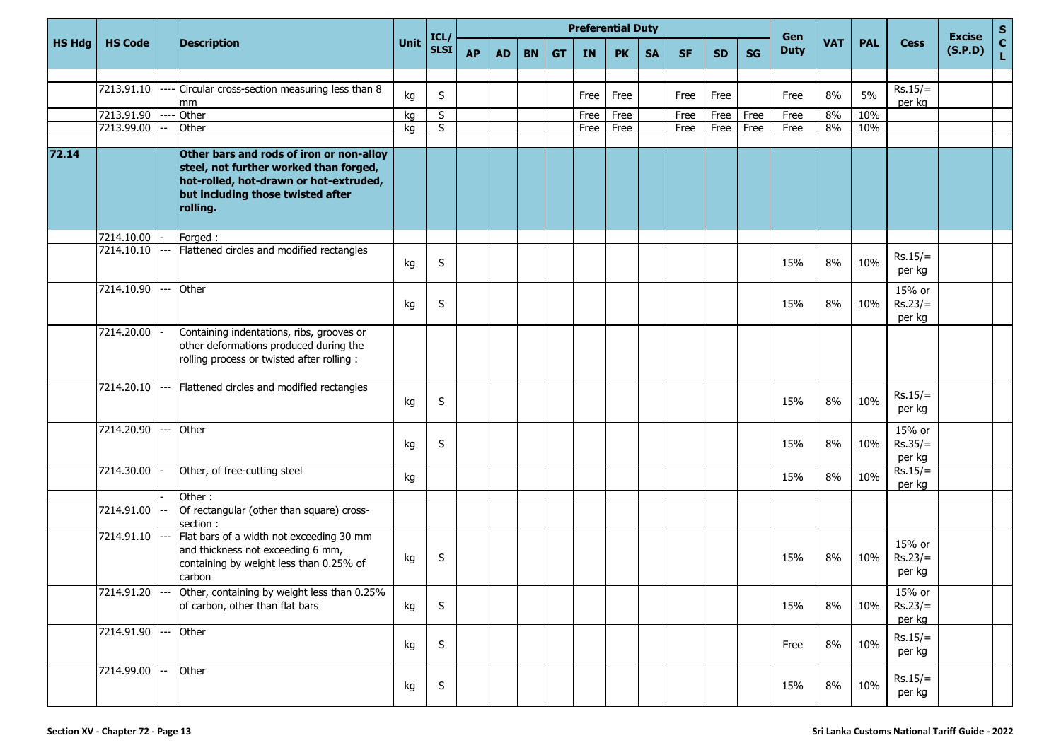| HS Hdg | HS Code | | Description | Unit | ICL/ SLSI | Preferential Duty | | | | | | | | | | Gen Duty | VAT | PAL | Cess | Excise (S.P.D) | S C L |
|---|---|---|---|---|---|---|---|---|---|---|---|---|---|---|---|---|---|---|---|---|---|
| | | | | | | AP | AD | BN | GT | IN | PK | SA | SF | SD | SG | | | | | | |
| | | | | | | | | | | | | | | | | | | | | | |
| | 7213.91.10 | ---- | Circular cross-section measuring less than 8 mm | kg | S | | | | | Free | Free | | Free | Free | | Free | 8% | 5% | Rs.15/= per kg | | |
| | 7213.91.90 | ---- | Other | kg | S | | | | | Free | Free | | Free | Free | Free | Free | 8% | 10% | | | |
| | 7213.99.00 | -- | Other | kg | S | | | | | Free | Free | | Free | Free | Free | Free | 8% | 10% | | | |
| | | | | | | | | | | | | | | | | | | | | | |
| **72.14** | | | **Other bars and rods of iron or non-alloy steel, not further worked than forged, hot-rolled, hot-drawn or hot-extruded, but including those twisted after rolling.** | | | | | | | | | | | | | | | | | | |
| | 7214.10.00 | - | Forged : | | | | | | | | | | | | | | | | | | |
| | 7214.10.10 | --- | Flattened circles and modified rectangles | kg | S | | | | | | | | | | | 15% | 8% | 10% | Rs.15/= per kg | | |
| | 7214.10.90 | --- | Other | kg | S | | | | | | | | | | | 15% | 8% | 10% | 15% or Rs.23/= per kg | | |
| | 7214.20.00 | - | Containing indentations, ribs, grooves or other deformations produced during the rolling process or twisted after rolling : | | | | | | | | | | | | | | | | | | |
| | 7214.20.10 | --- | Flattened circles and modified rectangles | kg | S | | | | | | | | | | | 15% | 8% | 10% | Rs.15/= per kg | | |
| | 7214.20.90 | --- | Other | kg | S | | | | | | | | | | | 15% | 8% | 10% | 15% or Rs.35/= per kg | | |
| | 7214.30.00 | - | Other, of free-cutting steel | kg | | | | | | | | | | | | 15% | 8% | 10% | Rs.15/= per kg | | |
| | | - | Other : | | | | | | | | | | | | | | | | | | |
| | 7214.91.00 | -- | Of rectangular (other than square) cross-section : | | | | | | | | | | | | | | | | | | |
| | 7214.91.10 | --- | Flat bars of a width not exceeding 30 mm and thickness not exceeding 6 mm, containing by weight less than 0.25% of carbon | kg | S | | | | | | | | | | | 15% | 8% | 10% | 15% or Rs.23/= per kg | | |
| | 7214.91.20 | --- | Other, containing by weight less than 0.25% of carbon, other than flat bars | kg | S | | | | | | | | | | | 15% | 8% | 10% | 15% or Rs.23/= per kg | | |
| | 7214.91.90 | --- | Other | kg | S | | | | | | | | | | | Free | 8% | 10% | Rs.15/= per kg | | |
| | 7214.99.00 | -- | Other | kg | S | | | | | | | | | | | 15% | 8% | 10% | Rs.15/= per kg | | |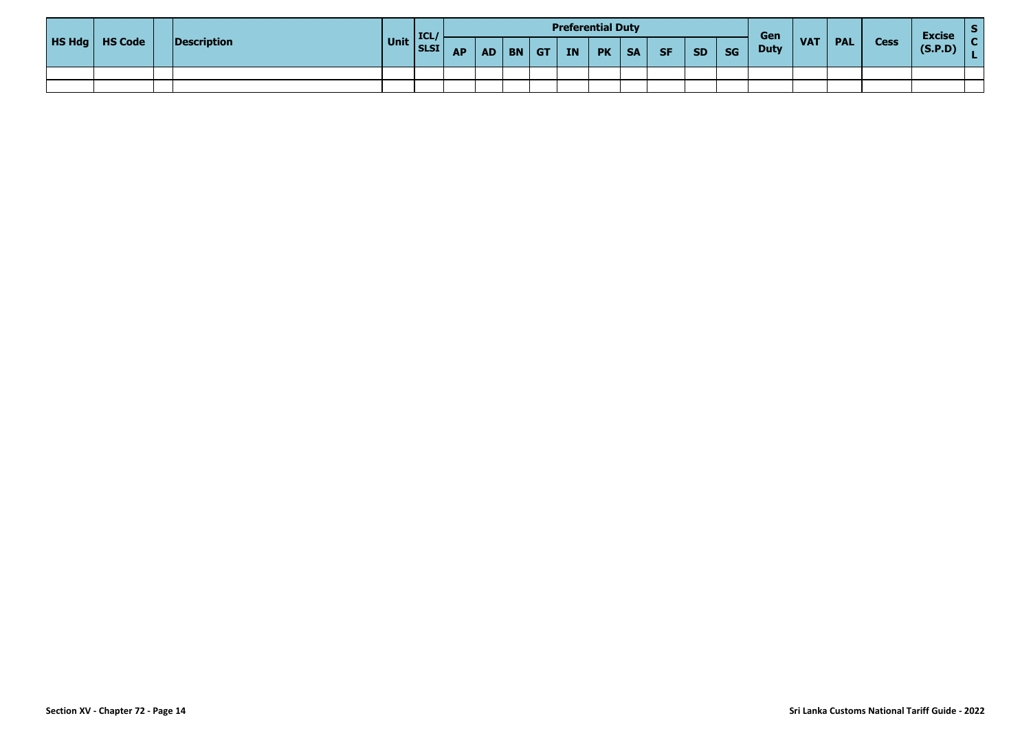| HS Hdg | HS Code | | Description | Unit | ICL/ SLSI | Preferential Duty | | | | | | | | | | Gen Duty | VAT | PAL | Cess | Excise (S.P.D) | S C L |
|---|---|---|---|---|---|---|---|---|---|---|---|---|---|---|---|---|---|---|---|---|---|
| | | | | | | AP | AD | BN | GT | IN | PK | SA | SF | SD | SG | | | | | | |
| | | | | | | | | | | | | | | | | | | | | | |
| | | | | | | | | | | | | | | | | | | | | | |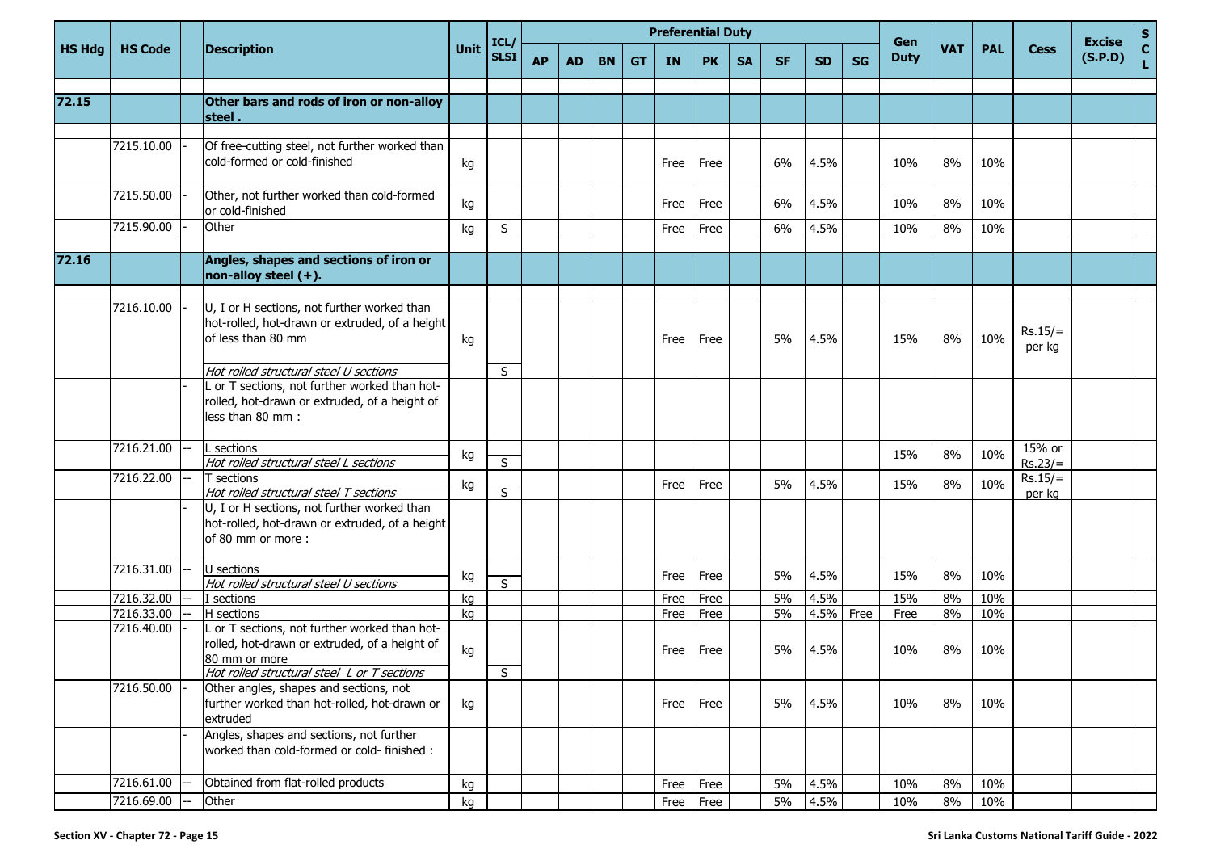| HS Hdg | HS Code | | Description | Unit | ICL/ SLSI | Preferential Duty | | | | | | | | | | Gen Duty | VAT | PAL | Cess | Excise (S.P.D) | S C L |
|---|---|---|---|---|---|---|---|---|---|---|---|---|---|---|---|---|---|---|---|---|---|
| | | | | | | AP | AD | BN | GT | IN | PK | SA | SF | SD | SG | | | | | | |
| **72.15** | | | **Other bars and rods of iron or non-alloy steel .** | | | | | | | | | | | | | | | | | | |
| | 7215.10.00 | - | Of free-cutting steel, not further worked than cold-formed or cold-finished | kg | | | | | | Free | Free | | 6% | 4.5% | | 10% | 8% | 10% | | | |
| | 7215.50.00 | - | Other, not further worked than cold-formed or cold-finished | kg | | | | | | Free | Free | | 6% | 4.5% | | 10% | 8% | 10% | | | |
| | 7215.90.00 | - | Other | kg | S | | | | | Free | Free | | 6% | 4.5% | | 10% | 8% | 10% | | | |
| **72.16** | | | **Angles, shapes and sections of iron or non-alloy steel (+).** | | | | | | | | | | | | | | | | | | |
| | 7216.10.00 | - | U, I or H sections, not further worked than hot-rolled, hot-drawn or extruded, of a height of less than 80 mm | kg | | | | | | Free | Free | | 5% | 4.5% | | 15% | 8% | 10% | Rs.15/= per kg | | |
| | | | *Hot rolled structural steel U sections* | | S | | | | | | | | | | | | | | | | |
| | | - | L or T sections, not further worked than hot-rolled, hot-drawn or extruded, of a height of less than 80 mm : | | | | | | | | | | | | | | | | | | |
| | 7216.21.00 | -- | L sections | kg | | | | | | | | | | | | 15% | 8% | 10% | 15% or Rs.23/= | | |
| | | | *Hot rolled structural steel L sections* | | S | | | | | | | | | | | | | | | | |
| | 7216.22.00 | -- | T sections | kg | | | | | | Free | Free | | 5% | 4.5% | | 15% | 8% | 10% | Rs.15/= per kg | | |
| | | | *Hot rolled structural steel T sections* | | S | | | | | | | | | | | | | | | | |
| | | - | U, I or H sections, not further worked than hot-rolled, hot-drawn or extruded, of a height of 80 mm or more : | | | | | | | | | | | | | | | | | | |
| | 7216.31.00 | -- | U sections | kg | | | | | | Free | Free | | 5% | 4.5% | | 15% | 8% | 10% | | | |
| | | | *Hot rolled structural steel U sections* | | S | | | | | | | | | | | | | | | | |
| | 7216.32.00 | -- | I sections | kg | | | | | | Free | Free | | 5% | 4.5% | | 15% | 8% | 10% | | | |
| | 7216.33.00 | -- | H sections | kg | | | | | | Free | Free | | 5% | 4.5% | Free | Free | 8% | 10% | | | |
| | 7216.40.00 | - | L or T sections, not further worked than hot-rolled, hot-drawn or extruded, of a height of 80 mm or more | kg | | | | | | Free | Free | | 5% | 4.5% | | 10% | 8% | 10% | | | |
| | | | *Hot rolled structural steel L or T sections* | | S | | | | | | | | | | | | | | | | |
| | 7216.50.00 | - | Other angles, shapes and sections, not further worked than hot-rolled, hot-drawn or extruded | kg | | | | | | Free | Free | | 5% | 4.5% | | 10% | 8% | 10% | | | |
| | | - | Angles, shapes and sections, not further worked than cold-formed or cold- finished : | | | | | | | | | | | | | | | | | | |
| | 7216.61.00 | -- | Obtained from flat-rolled products | kg | | | | | | Free | Free | | 5% | 4.5% | | 10% | 8% | 10% | | | |
| | 7216.69.00 | -- | Other | kg | | | | | | Free | Free | | 5% | 4.5% | | 10% | 8% | 10% | | | |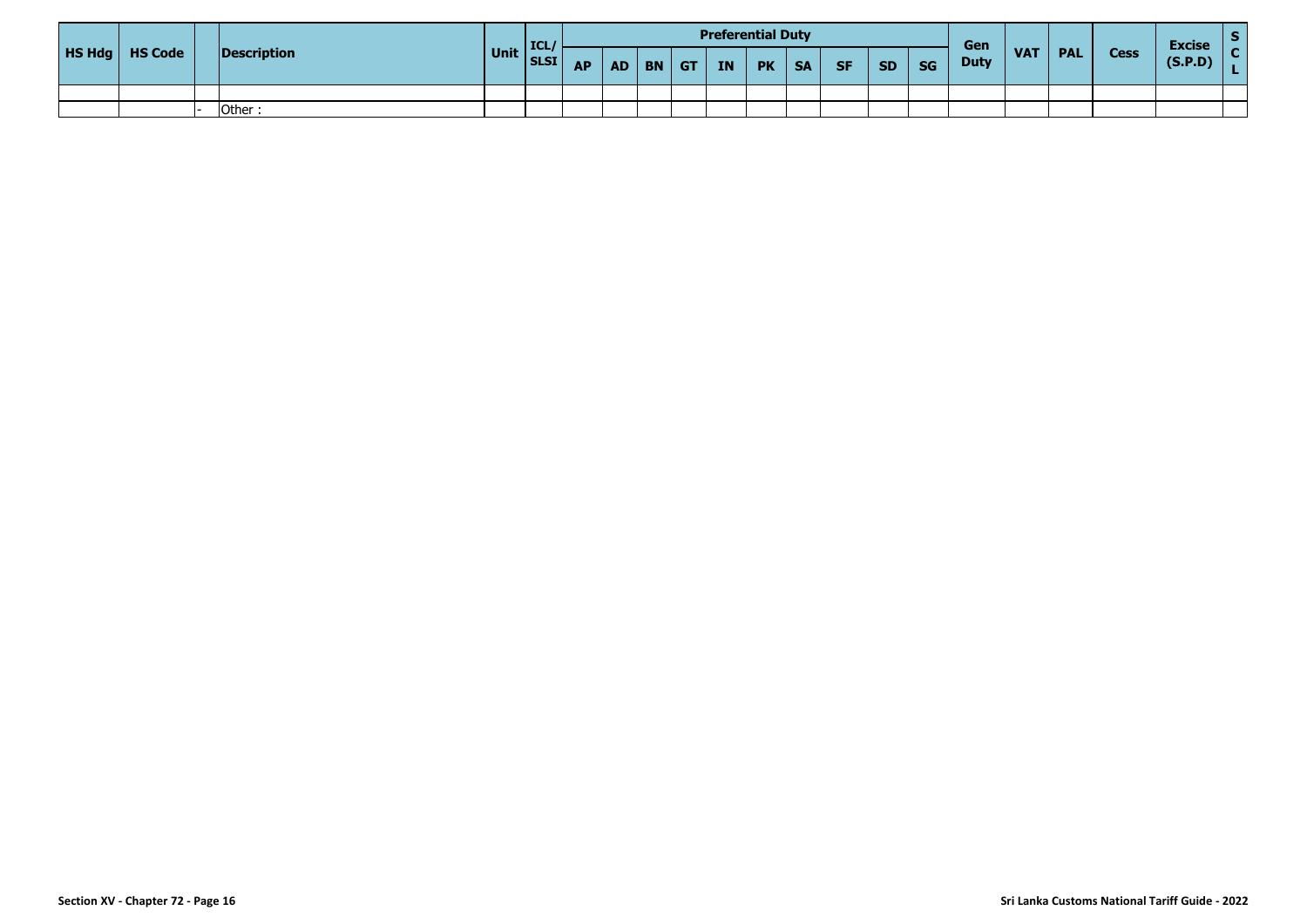| HS Hdg | HS Code | | Description | Unit | ICL/ SLSI | Preferential Duty | | | | | | | | | | Gen Duty | VAT | PAL | Cess | Excise (S.P.D) | S C L |
|---|---|---|---|---|---|---|---|---|---|---|---|---|---|---|---|---|---|---|---|---|---|
| | | | | | | AP | AD | BN | GT | IN | PK | SA | SF | SD | SG | | | | | | |
| | | | | | | | | | | | | | | | | | | | | | |
| | | - | Other : | | | | | | | | | | | | | | | | | | |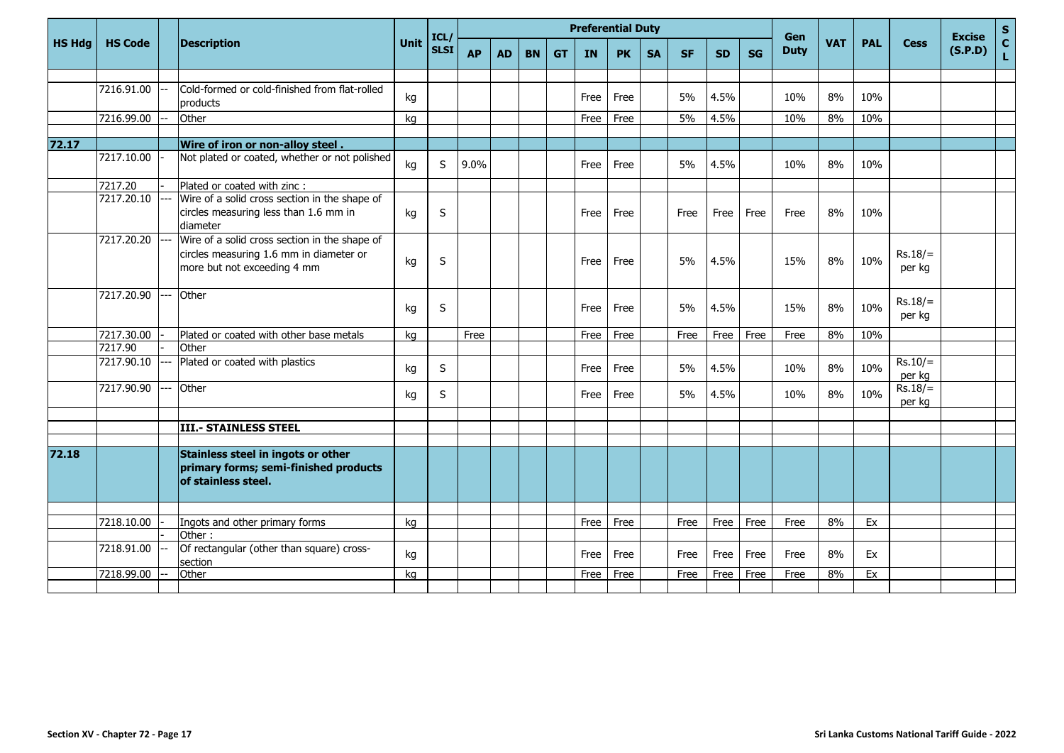| HS Hdg | HS Code | | Description | Unit | ICL/ SLSI | Preferential Duty | | | | | | | | | | Gen Duty | VAT | PAL | Cess | Excise (S.P.D) | SCL |
|---|---|---|---|---|---|---|---|---|---|---|---|---|---|---|---|---|---|---|---|---|---|
| | | | | | | AP | AD | BN | GT | IN | PK | SA | SF | SD | SG | | | | | | |
| | 7216.91.00 | -- | Cold-formed or cold-finished from flat-rolled products | kg | | | | | | Free | Free | | 5% | 4.5% | | 10% | 8% | 10% | | | |
| | 7216.99.00 | -- | Other | kg | | | | | | Free | Free | | 5% | 4.5% | | 10% | 8% | 10% | | | |
| **72.17** | | | **Wire of iron or non-alloy steel .** | | | | | | | | | | | | | | | | | | |
| | 7217.10.00 | - | Not plated or coated, whether or not polished | kg | S | 9.0% | | | | Free | Free | | 5% | 4.5% | | 10% | 8% | 10% | | | |
| | 7217.20 | - | Plated or coated with zinc : | | | | | | | | | | | | | | | | | | |
| | 7217.20.10 | --- | Wire of a solid cross section in the shape of circles measuring less than 1.6 mm in diameter | kg | S | | | | | Free | Free | | Free | Free | Free | Free | 8% | 10% | | | |
| | 7217.20.20 | --- | Wire of a solid cross section in the shape of circles measuring 1.6 mm in diameter or more but not exceeding 4 mm | kg | S | | | | | Free | Free | | 5% | 4.5% | | 15% | 8% | 10% | Rs.18/= per kg | | |
| | 7217.20.90 | --- | Other | kg | S | | | | | Free | Free | | 5% | 4.5% | | 15% | 8% | 10% | Rs.18/= per kg | | |
| | 7217.30.00 | - | Plated or coated with other base metals | kg | | Free | | | | Free | Free | | Free | Free | Free | Free | 8% | 10% | | | |
| | 7217.90 | - | Other | | | | | | | | | | | | | | | | | | |
| | 7217.90.10 | --- | Plated or coated with plastics | kg | S | | | | | Free | Free | | 5% | 4.5% | | 10% | 8% | 10% | Rs.10/= per kg | | |
| | 7217.90.90 | --- | Other | kg | S | | | | | Free | Free | | 5% | 4.5% | | 10% | 8% | 10% | Rs.18/= per kg | | |
| | | | **III.- STAINLESS STEEL** | | | | | | | | | | | | | | | | | | |
| **72.18** | | | **Stainless steel in ingots or other primary forms; semi-finished products of stainless steel.** | | | | | | | | | | | | | | | | | | |
| | 7218.10.00 | - | Ingots and other primary forms | kg | | | | | | Free | Free | | Free | Free | Free | Free | 8% | Ex | | | |
| | | - | Other : | | | | | | | | | | | | | | | | | | |
| | 7218.91.00 | -- | Of rectangular (other than square) cross-section | kg | | | | | | Free | Free | | Free | Free | Free | Free | 8% | Ex | | | |
| | 7218.99.00 | -- | Other | kg | | | | | | Free | Free | | Free | Free | Free | Free | 8% | Ex | | | |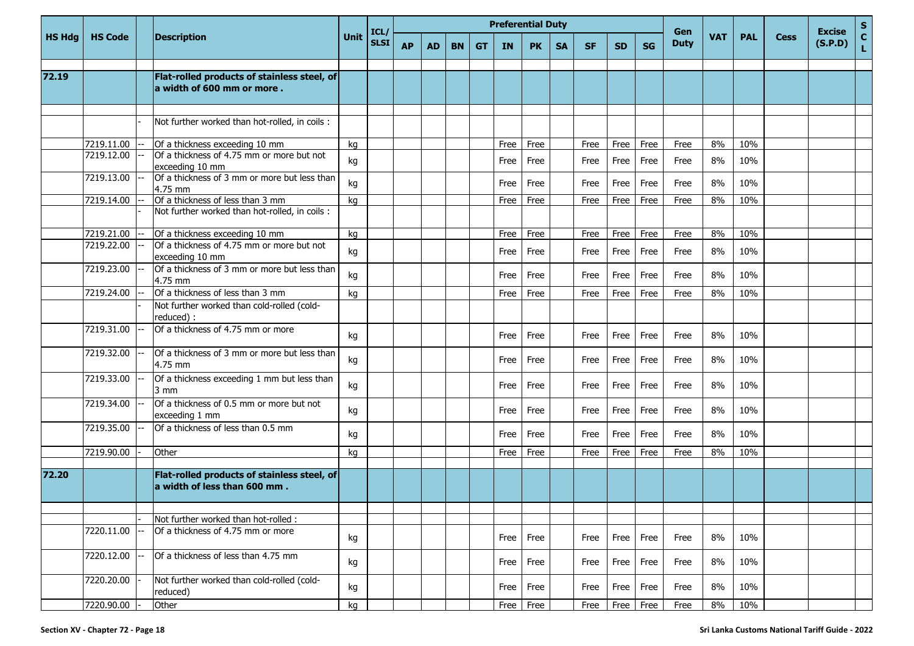| HS Hdg | HS Code | | Description | Unit | ICL/ SLSI | Preferential Duty | | | | | | | | | | Gen Duty | VAT | PAL | Cess | Excise (S.P.D) | S C L |
|---|---|---|---|---|---|---|---|---|---|---|---|---|---|---|---|---|---|---|---|---|---|
| | | | | | | AP | AD | BN | GT | IN | PK | SA | SF | SD | SG | | | | | | |
| 72.19 | | | **Flat-rolled products of stainless steel, of a width of 600 mm or more .** | | | | | | | | | | | | | | | | | | |
| | | - | Not further worked than hot-rolled, in coils : | | | | | | | | | | | | | | | | | | |
| | 7219.11.00 | -- | Of a thickness exceeding 10 mm | kg | | | | | | Free | Free | | Free | Free | Free | Free | 8% | 10% | | | |
| | 7219.12.00 | -- | Of a thickness of 4.75 mm or more but not exceeding 10 mm | kg | | | | | | Free | Free | | Free | Free | Free | Free | 8% | 10% | | | |
| | 7219.13.00 | -- | Of a thickness of 3 mm or more but less than 4.75 mm | kg | | | | | | Free | Free | | Free | Free | Free | Free | 8% | 10% | | | |
| | 7219.14.00 | -- | Of a thickness of less than 3 mm | kg | | | | | | Free | Free | | Free | Free | Free | Free | 8% | 10% | | | |
| | | - | Not further worked than hot-rolled, in coils : | | | | | | | | | | | | | | | | | | |
| | 7219.21.00 | -- | Of a thickness exceeding 10 mm | kg | | | | | | Free | Free | | Free | Free | Free | Free | 8% | 10% | | | |
| | 7219.22.00 | -- | Of a thickness of 4.75 mm or more but not exceeding 10 mm | kg | | | | | | Free | Free | | Free | Free | Free | Free | 8% | 10% | | | |
| | 7219.23.00 | -- | Of a thickness of 3 mm or more but less than 4.75 mm | kg | | | | | | Free | Free | | Free | Free | Free | Free | 8% | 10% | | | |
| | 7219.24.00 | -- | Of a thickness of less than 3 mm | kg | | | | | | Free | Free | | Free | Free | Free | Free | 8% | 10% | | | |
| | | - | Not further worked than cold-rolled (cold-reduced) : | | | | | | | | | | | | | | | | | | |
| | 7219.31.00 | -- | Of a thickness of 4.75 mm or more | kg | | | | | | Free | Free | | Free | Free | Free | Free | 8% | 10% | | | |
| | 7219.32.00 | -- | Of a thickness of 3 mm or more but less than 4.75 mm | kg | | | | | | Free | Free | | Free | Free | Free | Free | 8% | 10% | | | |
| | 7219.33.00 | -- | Of a thickness exceeding 1 mm but less than 3 mm | kg | | | | | | Free | Free | | Free | Free | Free | Free | 8% | 10% | | | |
| | 7219.34.00 | -- | Of a thickness of 0.5 mm or more but not exceeding 1 mm | kg | | | | | | Free | Free | | Free | Free | Free | Free | 8% | 10% | | | |
| | 7219.35.00 | -- | Of a thickness of less than 0.5 mm | kg | | | | | | Free | Free | | Free | Free | Free | Free | 8% | 10% | | | |
| | 7219.90.00 | - | Other | kg | | | | | | Free | Free | | Free | Free | Free | Free | 8% | 10% | | | |
| 72.20 | | | **Flat-rolled products of stainless steel, of a width of less than 600 mm .** | | | | | | | | | | | | | | | | | | |
| | | - | Not further worked than hot-rolled : | | | | | | | | | | | | | | | | | | |
| | 7220.11.00 | -- | Of a thickness of 4.75 mm or more | kg | | | | | | Free | Free | | Free | Free | Free | Free | 8% | 10% | | | |
| | 7220.12.00 | -- | Of a thickness of less than 4.75 mm | kg | | | | | | Free | Free | | Free | Free | Free | Free | 8% | 10% | | | |
| | 7220.20.00 | - | Not further worked than cold-rolled (cold-reduced) | kg | | | | | | Free | Free | | Free | Free | Free | Free | 8% | 10% | | | |
| | 7220.90.00 | - | Other | kg | | | | | | Free | Free | | Free | Free | Free | Free | 8% | 10% | | | |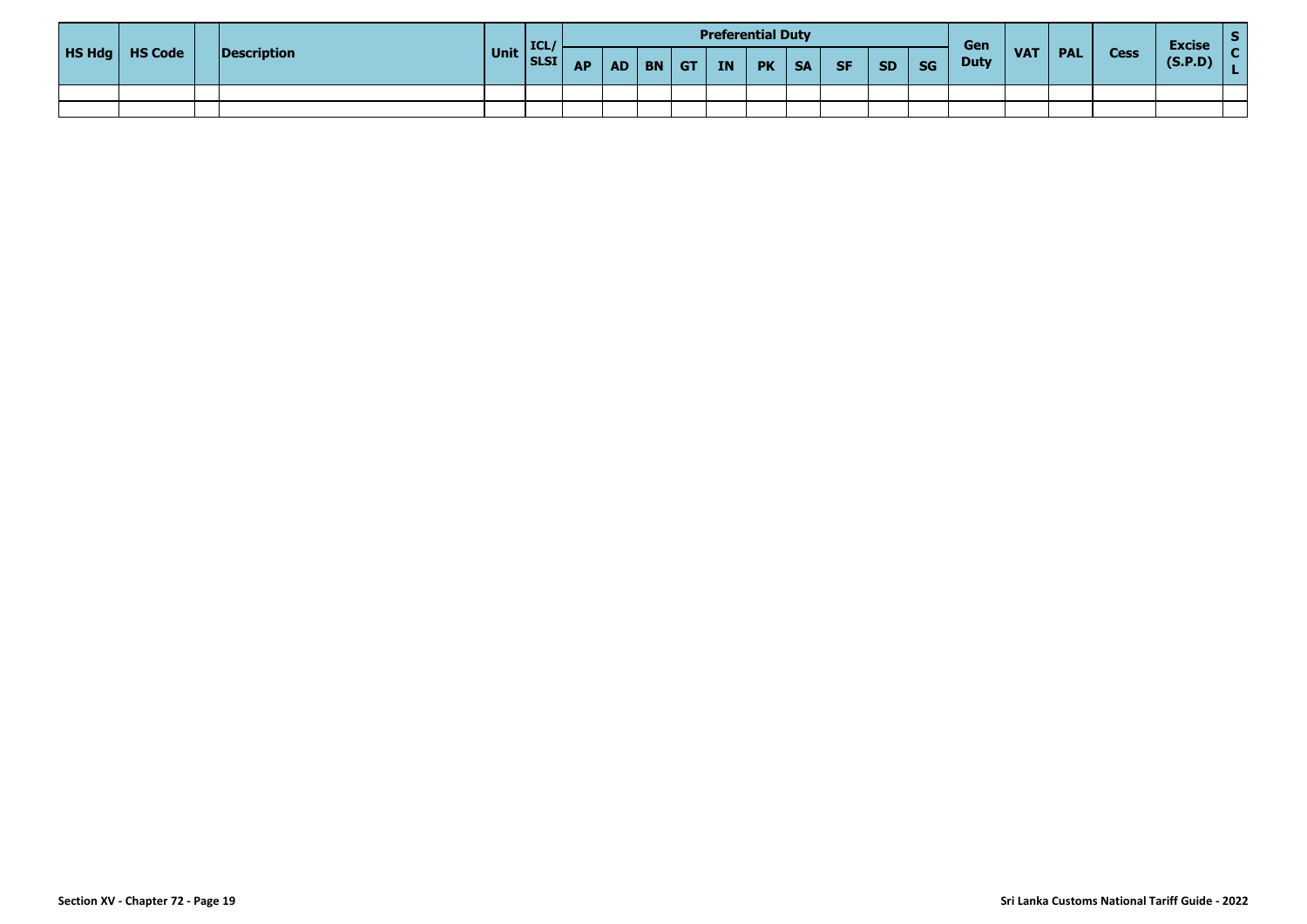| HS Hdg | HS Code | | Description | Unit | ICL/ SLSI | Preferential Duty | | | | | | | | | | Gen Duty | VAT | PAL | Cess | Excise (S.P.D) | S C L |
|---|---|---|---|---|---|---|---|---|---|---|---|---|---|---|---|---|---|---|---|---|---|
| | | | | | | AP | AD | BN | GT | IN | PK | SA | SF | SD | SG | | | | | | |
| | | | | | | | | | | | | | | | | | | | | | |
| | | | | | | | | | | | | | | | | | | | | | |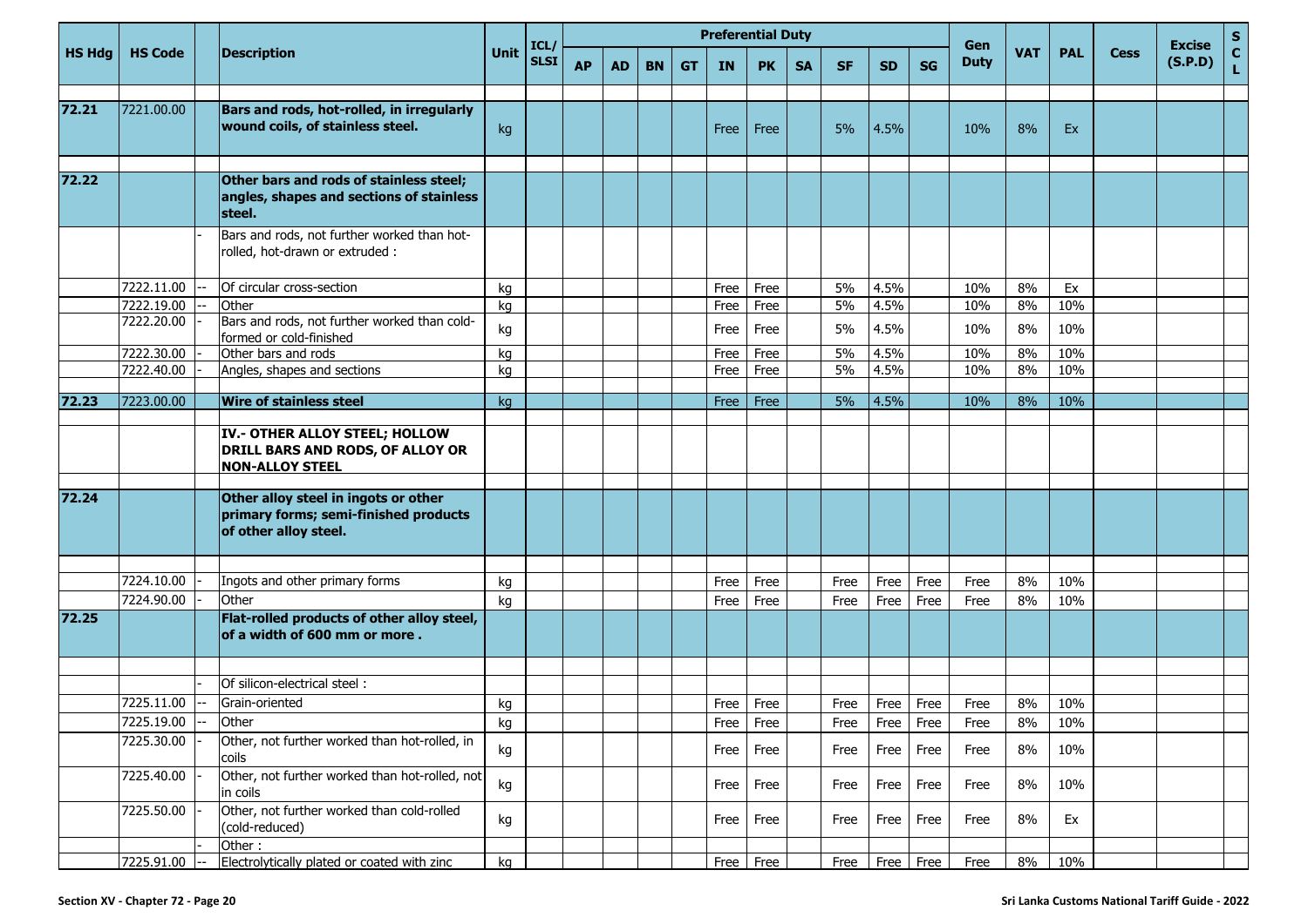| HS Hdg | HS Code | | Description | Unit | ICL/ SLSI | Preferential Duty | | | | | | | | | | Gen Duty | VAT | PAL | Cess | Excise (S.P.D) | S C L |
|---|---|---|---|---|---|---|---|---|---|---|---|---|---|---|---|---|---|---|---|---|---|
| | | | | | | AP | AD | BN | GT | IN | PK | SA | SF | SD | SG | | | | | | |
| 72.21 | 7221.00.00 | | **Bars and rods, hot-rolled, in irregularly wound coils, of stainless steel.** | kg | | | | | | Free | Free | | 5% | 4.5% | | 10% | 8% | Ex | | | |
| 72.22 | | | **Other bars and rods of stainless steel; angles, shapes and sections of stainless steel.** | | | | | | | | | | | | | | | | | | |
| | | - | Bars and rods, not further worked than hot-rolled, hot-drawn or extruded : | | | | | | | | | | | | | | | | | | |
| | 7222.11.00 | -- | Of circular cross-section | kg | | | | | | Free | Free | | 5% | 4.5% | | 10% | 8% | Ex | | | |
| | 7222.19.00 | -- | Other | kg | | | | | | Free | Free | | 5% | 4.5% | | 10% | 8% | 10% | | | |
| | 7222.20.00 | - | Bars and rods, not further worked than cold-formed or cold-finished | kg | | | | | | Free | Free | | 5% | 4.5% | | 10% | 8% | 10% | | | |
| | 7222.30.00 | - | Other bars and rods | kg | | | | | | Free | Free | | 5% | 4.5% | | 10% | 8% | 10% | | | |
| | 7222.40.00 | - | Angles, shapes and sections | kg | | | | | | Free | Free | | 5% | 4.5% | | 10% | 8% | 10% | | | |
| 72.23 | 7223.00.00 | | **Wire of stainless steel** | kg | | | | | | Free | Free | | 5% | 4.5% | | 10% | 8% | 10% | | | |
| | | | **IV.- OTHER ALLOY STEEL; HOLLOW DRILL BARS AND RODS, OF ALLOY OR NON-ALLOY STEEL** | | | | | | | | | | | | | | | | | | |
| 72.24 | | | **Other alloy steel in ingots or other primary forms; semi-finished products of other alloy steel.** | | | | | | | | | | | | | | | | | | |
| | 7224.10.00 | - | Ingots and other primary forms | kg | | | | | | Free | Free | | Free | Free | Free | Free | 8% | 10% | | | |
| | 7224.90.00 | - | Other | kg | | | | | | Free | Free | | Free | Free | Free | Free | 8% | 10% | | | |
| 72.25 | | | **Flat-rolled products of other alloy steel, of a width of 600 mm or more .** | | | | | | | | | | | | | | | | | | |
| | | - | Of silicon-electrical steel : | | | | | | | | | | | | | | | | | | |
| | 7225.11.00 | -- | Grain-oriented | kg | | | | | | Free | Free | | Free | Free | Free | Free | 8% | 10% | | | |
| | 7225.19.00 | -- | Other | kg | | | | | | Free | Free | | Free | Free | Free | Free | 8% | 10% | | | |
| | 7225.30.00 | - | Other, not further worked than hot-rolled, in coils | kg | | | | | | Free | Free | | Free | Free | Free | Free | 8% | 10% | | | |
| | 7225.40.00 | - | Other, not further worked than hot-rolled, not in coils | kg | | | | | | Free | Free | | Free | Free | Free | Free | 8% | 10% | | | |
| | 7225.50.00 | - | Other, not further worked than cold-rolled (cold-reduced) | kg | | | | | | Free | Free | | Free | Free | Free | Free | 8% | Ex | | | |
| | | - | Other : | | | | | | | | | | | | | | | | | | |
| | 7225.91.00 | -- | Electrolytically plated or coated with zinc | kg | | | | | | Free | Free | | Free | Free | Free | Free | 8% | 10% | | | |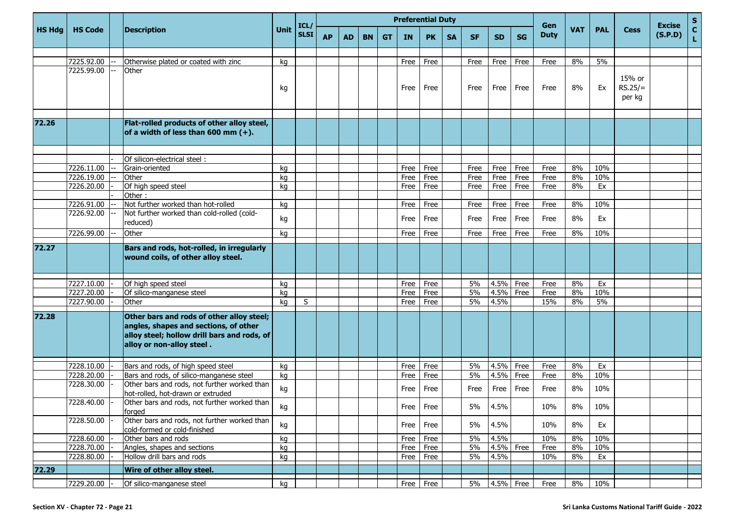| HS Hdg | HS Code | | Description | Unit | ICL/ SLSI | Preferential Duty | | | | | | | | | | Gen Duty | VAT | PAL | Cess | Excise (S.P.D) | S C L |
|---|---|---|---|---|---|---|---|---|---|---|---|---|---|---|---|---|---|---|---|---|---|
| | | | | | | AP | AD | BN | GT | IN | PK | SA | SF | SD | SG | | | | | | |
| | 7225.92.00 | -- | Otherwise plated or coated with zinc | kg | | | | | | Free | Free | | Free | Free | Free | Free | 8% | 5% | | | |
| | 7225.99.00 | -- | Other | kg | | | | | | Free | Free | | Free | Free | Free | Free | 8% | Ex | 15% or RS.25/= per kg | | |
| **72.26** | | | **Flat-rolled products of other alloy steel, of a width of less than 600 mm (+).** | | | | | | | | | | | | | | | | | | |
| | | - | Of silicon-electrical steel : | | | | | | | | | | | | | | | | | | |
| | 7226.11.00 | -- | Grain-oriented | kg | | | | | | Free | Free | | Free | Free | Free | Free | 8% | 10% | | | |
| | 7226.19.00 | -- | Other | kg | | | | | | Free | Free | | Free | Free | Free | Free | 8% | 10% | | | |
| | 7226.20.00 | - | Of high speed steel | kg | | | | | | Free | Free | | Free | Free | Free | Free | 8% | Ex | | | |
| | | - | Other : | | | | | | | | | | | | | | | | | | |
| | 7226.91.00 | -- | Not further worked than hot-rolled | kg | | | | | | Free | Free | | Free | Free | Free | Free | 8% | 10% | | | |
| | 7226.92.00 | -- | Not further worked than cold-rolled (cold-reduced) | kg | | | | | | Free | Free | | Free | Free | Free | Free | 8% | Ex | | | |
| | 7226.99.00 | -- | Other | kg | | | | | | Free | Free | | Free | Free | Free | Free | 8% | 10% | | | |
| **72.27** | | | **Bars and rods, hot-rolled, in irregularly wound coils, of other alloy steel.** | | | | | | | | | | | | | | | | | | |
| | 7227.10.00 | - | Of high speed steel | kg | | | | | | Free | Free | | 5% | 4.5% | Free | Free | 8% | Ex | | | |
| | 7227.20.00 | - | Of silico-manganese steel | kg | | | | | | Free | Free | | 5% | 4.5% | Free | Free | 8% | 10% | | | |
| | 7227.90.00 | - | Other | kg | S | | | | | Free | Free | | 5% | 4.5% | | 15% | 8% | 5% | | | |
| **72.28** | | | **Other bars and rods of other alloy steel; angles, shapes and sections, of other alloy steel; hollow drill bars and rods, of alloy or non-alloy steel .** | | | | | | | | | | | | | | | | | | |
| | 7228.10.00 | - | Bars and rods, of high speed steel | kg | | | | | | Free | Free | | 5% | 4.5% | Free | Free | 8% | Ex | | | |
| | 7228.20.00 | - | Bars and rods, of silico-manganese steel | kg | | | | | | Free | Free | | 5% | 4.5% | Free | Free | 8% | 10% | | | |
| | 7228.30.00 | - | Other bars and rods, not further worked than hot-rolled, hot-drawn or extruded | kg | | | | | | Free | Free | | Free | Free | Free | Free | 8% | 10% | | | |
| | 7228.40.00 | - | Other bars and rods, not further worked than forged | kg | | | | | | Free | Free | | 5% | 4.5% | | 10% | 8% | 10% | | | |
| | 7228.50.00 | - | Other bars and rods, not further worked than cold-formed or cold-finished | kg | | | | | | Free | Free | | 5% | 4.5% | | 10% | 8% | Ex | | | |
| | 7228.60.00 | - | Other bars and rods | kg | | | | | | Free | Free | | 5% | 4.5% | | 10% | 8% | 10% | | | |
| | 7228.70.00 | - | Angles, shapes and sections | kg | | | | | | Free | Free | | 5% | 4.5% | Free | Free | 8% | 10% | | | |
| | 7228.80.00 | - | Hollow drill bars and rods | kg | | | | | | Free | Free | | 5% | 4.5% | | 10% | 8% | Ex | | | |
| **72.29** | | | **Wire of other alloy steel.** | | | | | | | | | | | | | | | | | | |
| | 7229.20.00 | - | Of silico-manganese steel | kg | | | | | | Free | Free | | 5% | 4.5% | Free | Free | 8% | 10% | | | |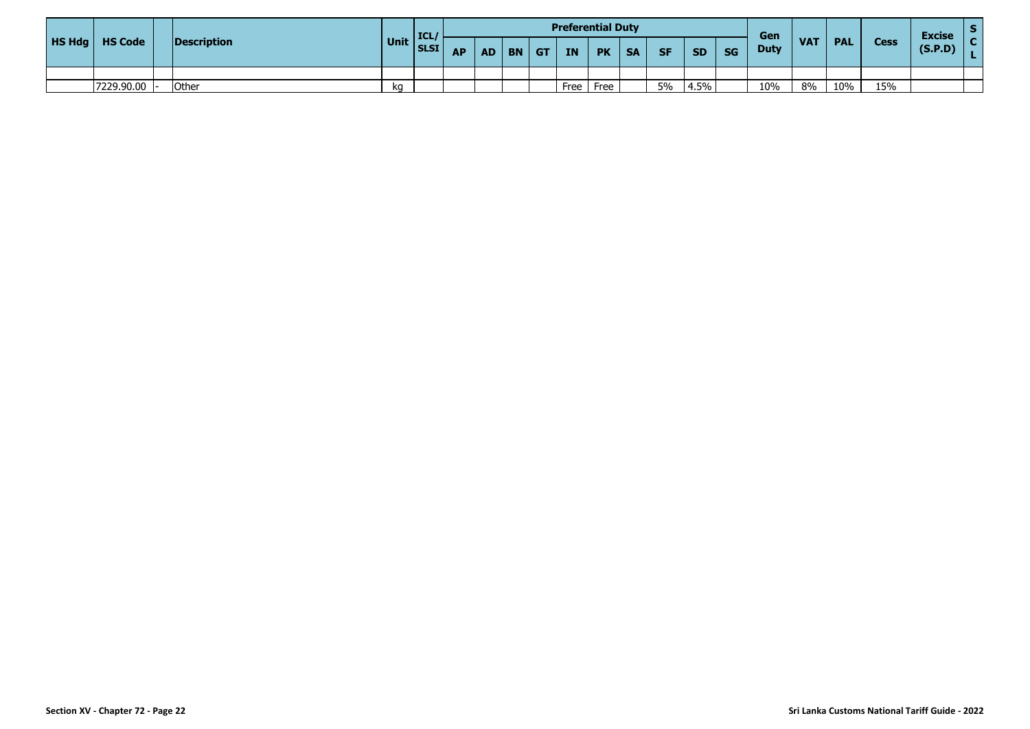| HS Hdg | HS Code | | Description | Unit | ICL/ SLSI | Preferential Duty | | | | | | | | | | Gen Duty | VAT | PAL | Cess | Excise (S.P.D) | S C L |
|---|---|---|---|---|---|---|---|---|---|---|---|---|---|---|---|---|---|---|---|---|---|
| | | | | | | AP | AD | BN | GT | IN | PK | SA | SF | SD | SG | | | | | | |
| | | | | | | | | | | | | | | | | | | | | | |
| | 7229.90.00 | - | Other | kg | | | | | | Free | Free | | 5% | 4.5% | | 10% | 8% | 10% | 15% | | |